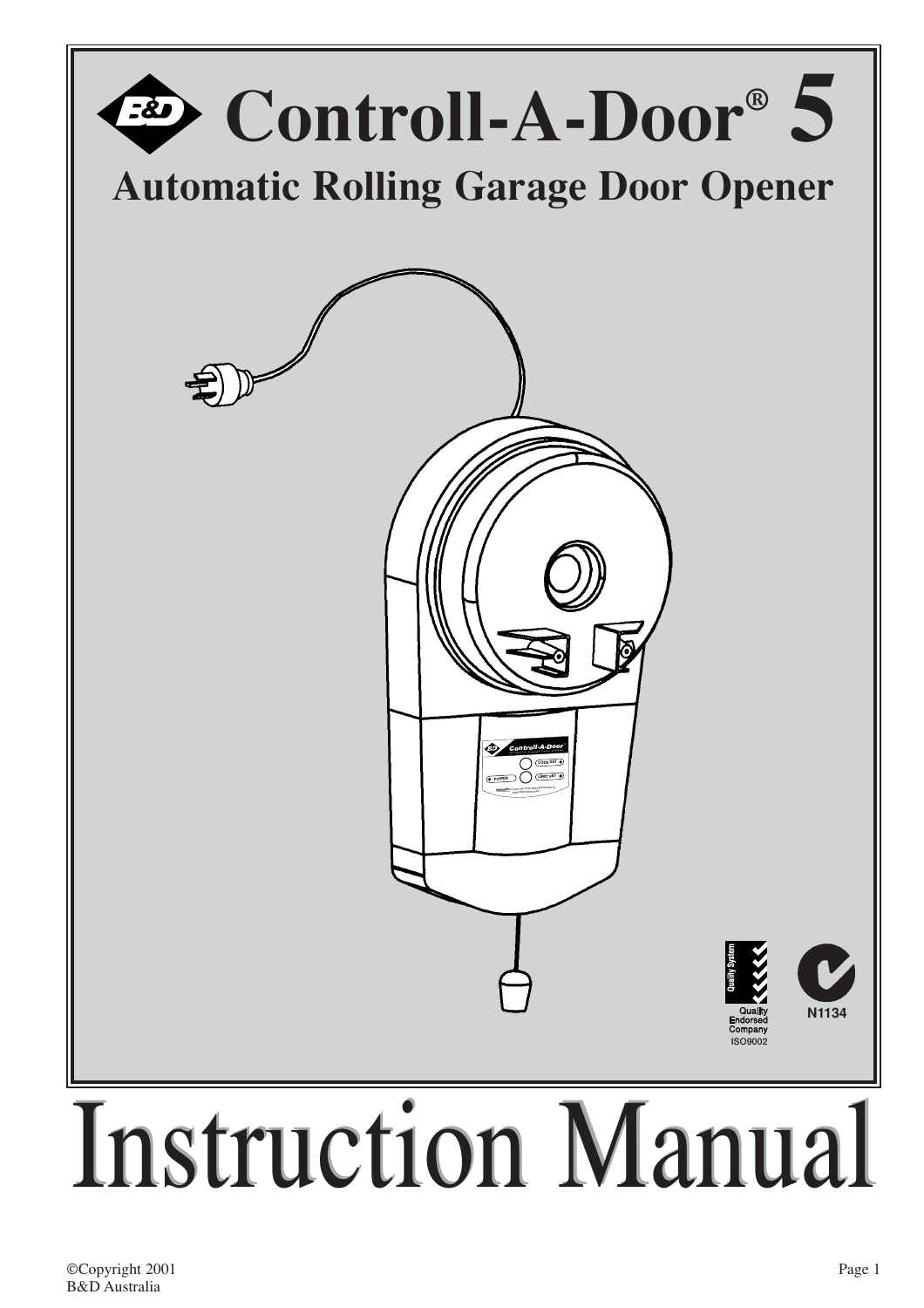# Controll-A-Door® 5

## Automatic Rolling Garage Door Opener

Quality System

Quality Endorsed Company ISO9002

N1134

# Instruction Manual

©Copyright 2001
B&D Australia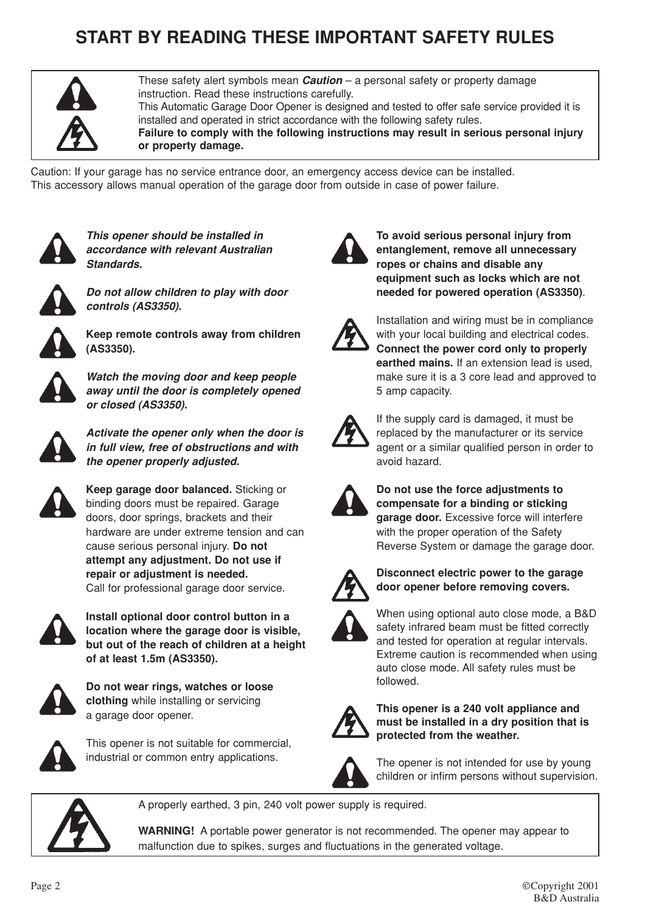# START BY READING THESE IMPORTANT SAFETY RULES

These safety alert symbols mean ***Caution*** – a personal safety or property damage instruction. Read these instructions carefully.
This Automatic Garage Door Opener is designed and tested to offer safe service provided it is installed and operated in strict accordance with the following safety rules.
**Failure to comply with the following instructions may result in serious personal injury or property damage.**

Caution: If your garage has no service entrance door, an emergency access device can be installed.
This accessory allows manual operation of the garage door from outside in case of power failure.

***This opener should be installed in accordance with relevant Australian Standards.***

***Do not allow children to play with door controls (AS3350).***

**Keep remote controls away from children (AS3350).**

***Watch the moving door and keep people away until the door is completely opened or closed (AS3350).***

***Activate the opener only when the door is in full view, free of obstructions and with the opener properly adjusted.***

**Keep garage door balanced.** Sticking or binding doors must be repaired. Garage doors, door springs, brackets and their hardware are under extreme tension and can cause serious personal injury. **Do not attempt any adjustment. Do not use if repair or adjustment is needed.**
Call for professional garage door service.

**Install optional door control button in a location where the garage door is visible, but out of the reach of children at a height of at least 1.5m (AS3350).**

**Do not wear rings, watches or loose clothing** while installing or servicing a garage door opener.

This opener is not suitable for commercial, industrial or common entry applications.

**To avoid serious personal injury from entanglement, remove all unnecessary ropes or chains and disable any equipment such as locks which are not needed for powered operation (AS3350)**.

Installation and wiring must be in compliance with your local building and electrical codes. **Connect the power cord only to properly earthed mains.** If an extension lead is used, make sure it is a 3 core lead and approved to 5 amp capacity.

If the supply card is damaged, it must be replaced by the manufacturer or its service agent or a similar qualified person in order to avoid hazard.

**Do not use the force adjustments to compensate for a binding or sticking garage door.** Excessive force will interfere with the proper operation of the Safety Reverse System or damage the garage door.

**Disconnect electric power to the garage door opener before removing covers.**

When using optional auto close mode, a B&D safety infrared beam must be fitted correctly and tested for operation at regular intervals. Extreme caution is recommended when using auto close mode. All safety rules must be followed.

**This opener is a 240 volt appliance and must be installed in a dry position that is protected from the weather.**

The opener is not intended for use by young children or infirm persons without supervision.

A properly earthed, 3 pin, 240 volt power supply is required.

**WARNING!** A portable power generator is not recommended. The opener may appear to malfunction due to spikes, surges and fluctuations in the generated voltage.

©Copyright 2001
B&D Australia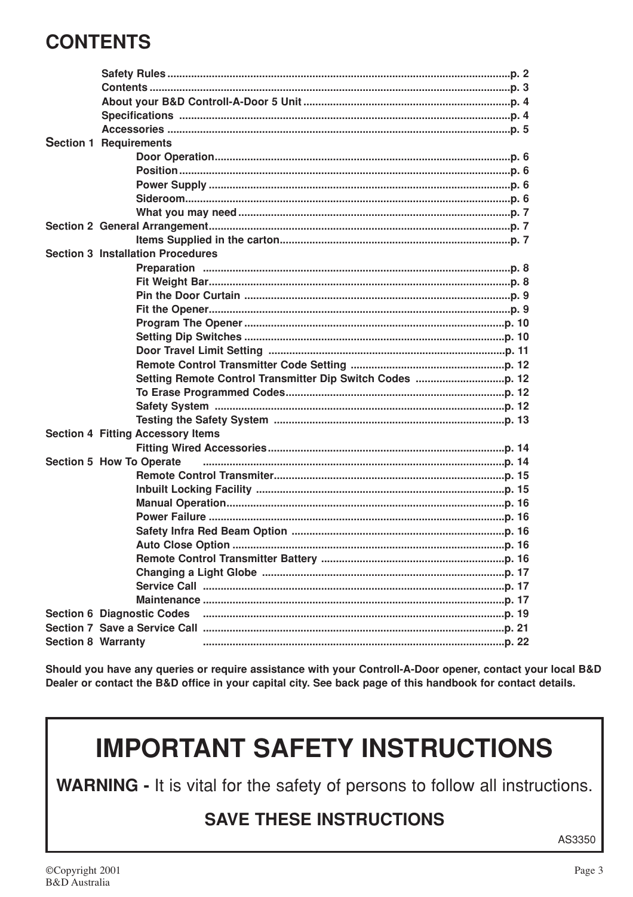# CONTENTS

| | |
|---|---|
| Safety Rules | p. 2 |
| Contents | p. 3 |
| About your B&D Controll-A-Door 5 Unit | p. 4 |
| Specifications | p. 4 |
| Accessories | p. 5 |
| **Section 1 Requirements** | |
| Door Operation | p. 6 |
| Position | p. 6 |
| Power Supply | p. 6 |
| Sideroom | p. 6 |
| What you may need | p. 7 |
| **Section 2 General Arrangement** | p. 7 |
| Items Supplied in the carton | p. 7 |
| **Section 3 Installation Procedures** | |
| Preparation | p. 8 |
| Fit Weight Bar | p. 8 |
| Pin the Door Curtain | p. 9 |
| Fit the Opener | p. 9 |
| Program The Opener | p. 10 |
| Setting Dip Switches | p. 10 |
| Door Travel Limit Setting | p. 11 |
| Remote Control Transmitter Code Setting | p. 12 |
| Setting Remote Control Transmitter Dip Switch Codes | p. 12 |
| To Erase Programmed Codes | p. 12 |
| Safety System | p. 12 |
| Testing the Safety System | p. 13 |
| **Section 4 Fitting Accessory Items** | |
| Fitting Wired Accessories | p. 14 |
| **Section 5 How To Operate** | p. 14 |
| Remote Control Transmiter | p. 15 |
| Inbuilt Locking Facility | p. 15 |
| Manual Operation | p. 16 |
| Power Failure | p. 16 |
| Safety Infra Red Beam Option | p. 16 |
| Auto Close Option | p. 16 |
| Remote Control Transmitter Battery | p. 16 |
| Changing a Light Globe | p. 17 |
| Service Call | p. 17 |
| Maintenance | p. 17 |
| **Section 6 Diagnostic Codes** | p. 19 |
| **Section 7 Save a Service Call** | p. 21 |
| **Section 8 Warranty** | p. 22 |

**Should you have any queries or require assistance with your Controll-A-Door opener, contact your local B&D Dealer or contact the B&D office in your capital city. See back page of this handbook for contact details.**

# IMPORTANT SAFETY INSTRUCTIONS

**WARNING -** It is vital for the safety of persons to follow all instructions.

**SAVE THESE INSTRUCTIONS**

AS3350

©Copyright 2001
B&D Australia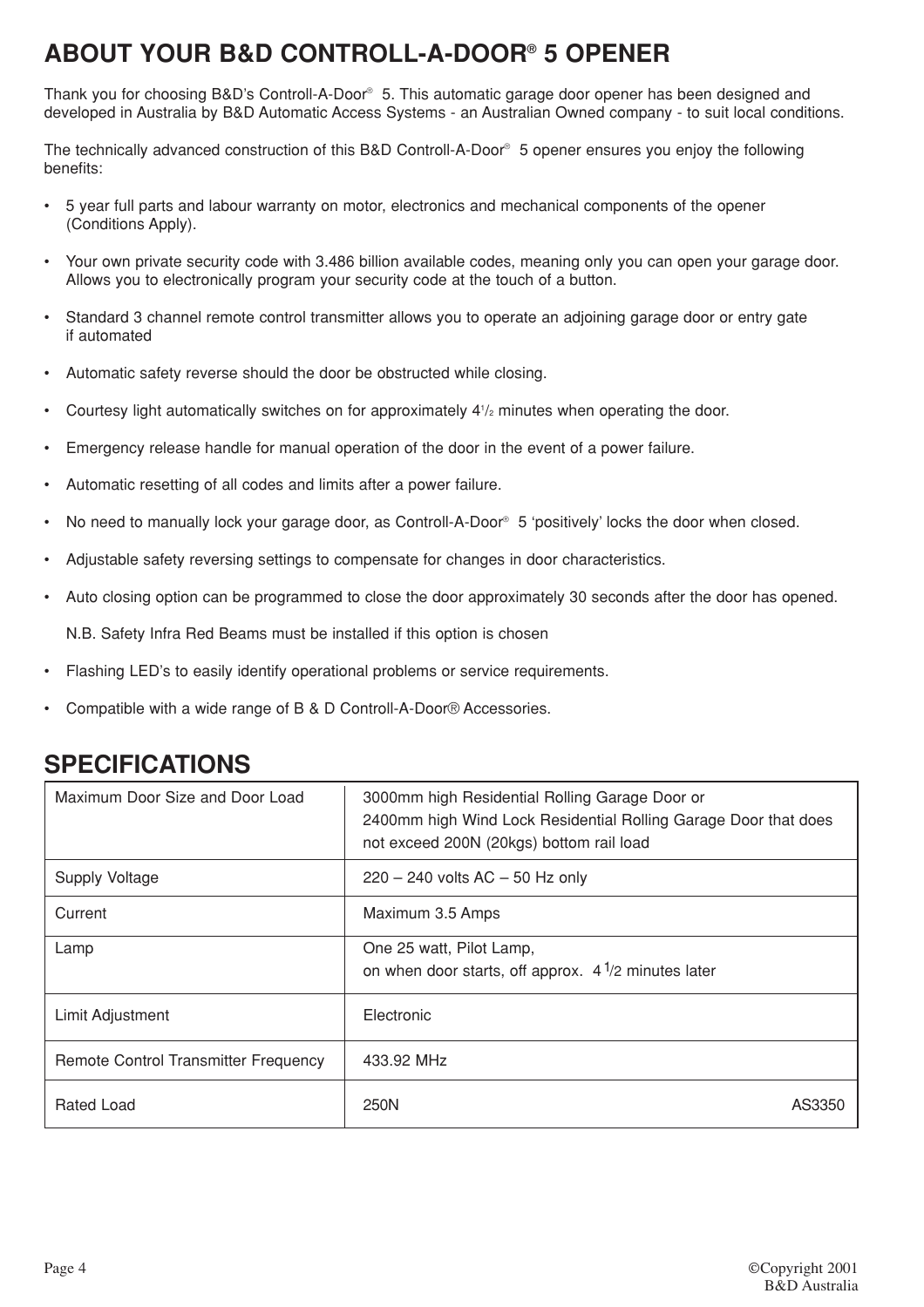# ABOUT YOUR B&D CONTROLL-A-DOOR® 5 OPENER

Thank you for choosing B&D's Controll-A-Door® 5. This automatic garage door opener has been designed and developed in Australia by B&D Automatic Access Systems - an Australian Owned company - to suit local conditions.

The technically advanced construction of this B&D Controll-A-Door® 5 opener ensures you enjoy the following benefits:

- 5 year full parts and labour warranty on motor, electronics and mechanical components of the opener (Conditions Apply).
- Your own private security code with 3.486 billion available codes, meaning only you can open your garage door. Allows you to electronically program your security code at the touch of a button.
- Standard 3 channel remote control transmitter allows you to operate an adjoining garage door or entry gate if automated
- Automatic safety reverse should the door be obstructed while closing.
- Courtesy light automatically switches on for approximately 4 1/2 minutes when operating the door.
- Emergency release handle for manual operation of the door in the event of a power failure.
- Automatic resetting of all codes and limits after a power failure.
- No need to manually lock your garage door, as Controll-A-Door® 5 'positively' locks the door when closed.
- Adjustable safety reversing settings to compensate for changes in door characteristics.
- Auto closing option can be programmed to close the door approximately 30 seconds after the door has opened.

  N.B. Safety Infra Red Beams must be installed if this option is chosen

- Flashing LED's to easily identify operational problems or service requirements.
- Compatible with a wide range of B & D Controll-A-Door® Accessories.

# SPECIFICATIONS

| | |
|---|---|
| Maximum Door Size and Door Load | 3000mm high Residential Rolling Garage Door or 2400mm high Wind Lock Residential Rolling Garage Door that does not exceed 200N (20kgs) bottom rail load |
| Supply Voltage | 220 – 240 volts AC – 50 Hz only |
| Current | Maximum 3.5 Amps |
| Lamp | One 25 watt, Pilot Lamp, on when door starts, off approx. 4 1/2 minutes later |
| Limit Adjustment | Electronic |
| Remote Control Transmitter Frequency | 433.92 MHz |
| Rated Load | 250N AS3350 |

©Copyright 2001 B&D Australia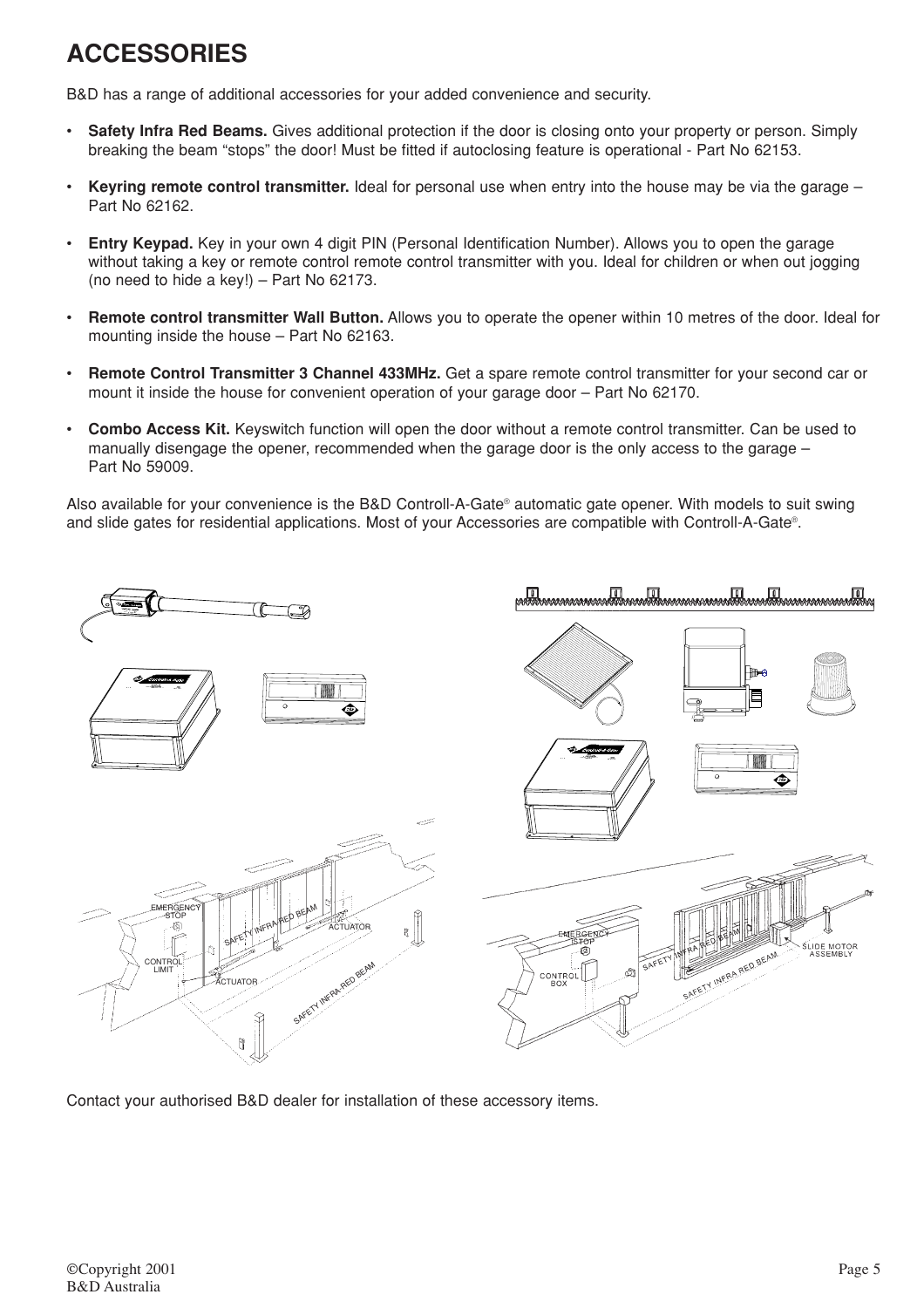# ACCESSORIES

B&D has a range of additional accessories for your added convenience and security.

- **Safety Infra Red Beams.** Gives additional protection if the door is closing onto your property or person. Simply breaking the beam "stops" the door! Must be fitted if autoclosing feature is operational - Part No 62153.
- **Keyring remote control transmitter.** Ideal for personal use when entry into the house may be via the garage – Part No 62162.
- **Entry Keypad.** Key in your own 4 digit PIN (Personal Identification Number). Allows you to open the garage without taking a key or remote control remote control transmitter with you. Ideal for children or when out jogging (no need to hide a key!) – Part No 62173.
- **Remote control transmitter Wall Button.** Allows you to operate the opener within 10 metres of the door. Ideal for mounting inside the house – Part No 62163.
- **Remote Control Transmitter 3 Channel 433MHz.** Get a spare remote control transmitter for your second car or mount it inside the house for convenient operation of your garage door – Part No 62170.
- **Combo Access Kit.** Keyswitch function will open the door without a remote control transmitter. Can be used to manually disengage the opener, recommended when the garage door is the only access to the garage – Part No 59009.

Also available for your convenience is the B&D Controll-A-Gate® automatic gate opener. With models to suit swing and slide gates for residential applications. Most of your Accessories are compatible with Controll-A-Gate®.

EMERGENCY STOP

CONTROL LIMIT

SAFETY INFRA RED BEAM

ACTUATOR

ACTUATOR

SAFETY INFRA-RED BEAM

EMERGENCY STOP

CONTROL BOX

SAFETY INFRA RED BEAM

SLIDE MOTOR ASSEMBLY

SAFETY INFRA RED BEAM

Contact your authorised B&D dealer for installation of these accessory items.

©Copyright 2001
B&D Australia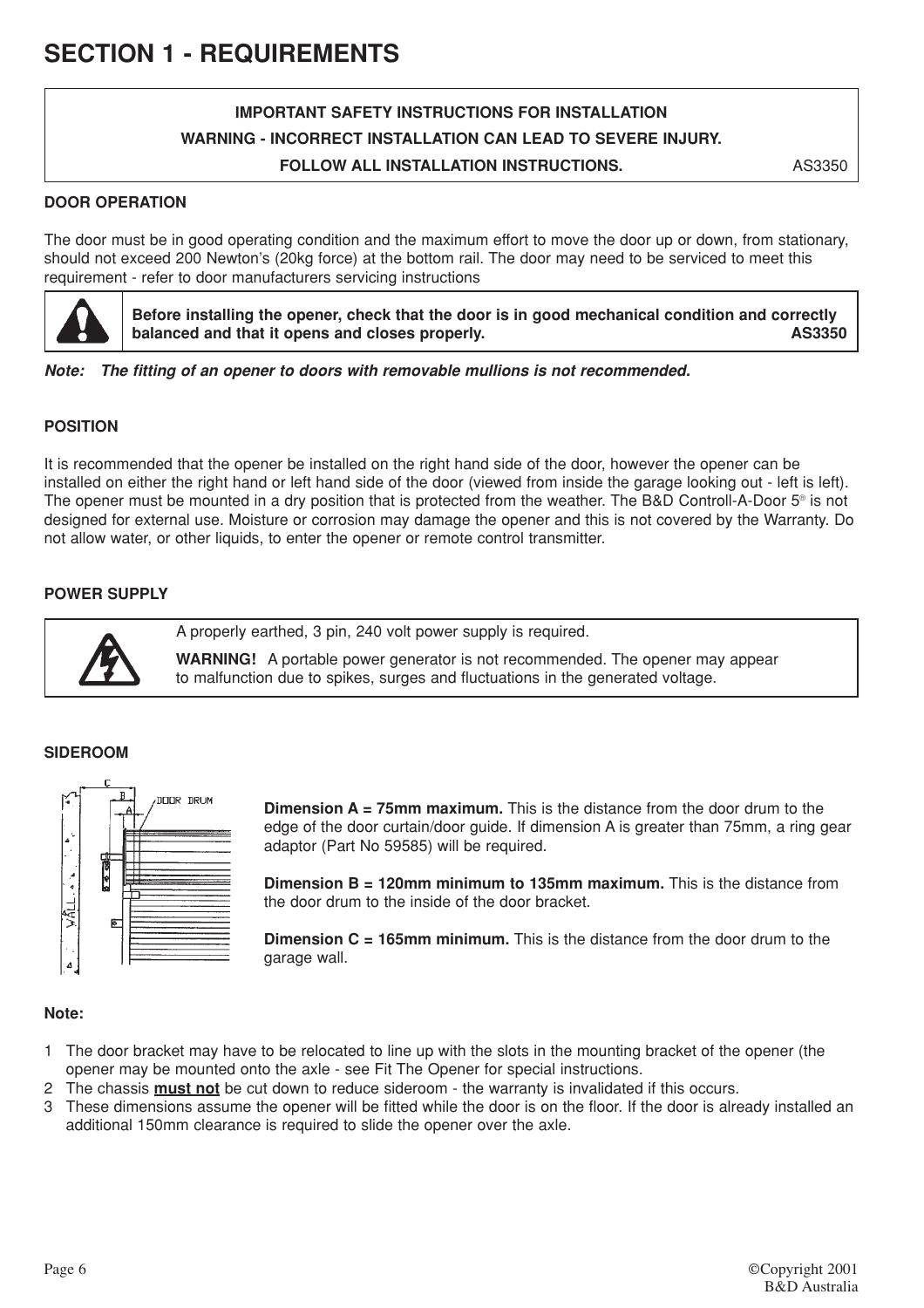# SECTION 1 - REQUIREMENTS

**IMPORTANT SAFETY INSTRUCTIONS FOR INSTALLATION**
**WARNING - INCORRECT INSTALLATION CAN LEAD TO SEVERE INJURY.**
**FOLLOW ALL INSTALLATION INSTRUCTIONS.** AS3350

### DOOR OPERATION

The door must be in good operating condition and the maximum effort to move the door up or down, from stationary, should not exceed 200 Newton's (20kg force) at the bottom rail. The door may need to be serviced to meet this requirement - refer to door manufacturers servicing instructions

**Before installing the opener, check that the door is in good mechanical condition and correctly balanced and that it opens and closes properly. AS3350**

***Note: The fitting of an opener to doors with removable mullions is not recommended.***

### POSITION

It is recommended that the opener be installed on the right hand side of the door, however the opener can be installed on either the right hand or left hand side of the door (viewed from inside the garage looking out - left is left). The opener must be mounted in a dry position that is protected from the weather. The B&D Controll-A-Door 5® is not designed for external use. Moisture or corrosion may damage the opener and this is not covered by the Warranty. Do not allow water, or other liquids, to enter the opener or remote control transmitter.

### POWER SUPPLY

A properly earthed, 3 pin, 240 volt power supply is required.

**WARNING!** A portable power generator is not recommended. The opener may appear to malfunction due to spikes, surges and fluctuations in the generated voltage.

### SIDEROOM

**Dimension A = 75mm maximum.** This is the distance from the door drum to the edge of the door curtain/door guide. If dimension A is greater than 75mm, a ring gear adaptor (Part No 59585) will be required.

**Dimension B = 120mm minimum to 135mm maximum.** This is the distance from the door drum to the inside of the door bracket.

**Dimension C = 165mm minimum.** This is the distance from the door drum to the garage wall.

**Note:**

1. The door bracket may have to be relocated to line up with the slots in the mounting bracket of the opener (the opener may be mounted onto the axle - see Fit The Opener for special instructions.
2. The chassis **must not** be cut down to reduce sideroom - the warranty is invalidated if this occurs.
3. These dimensions assume the opener will be fitted while the door is on the floor. If the door is already installed an additional 150mm clearance is required to slide the opener over the axle.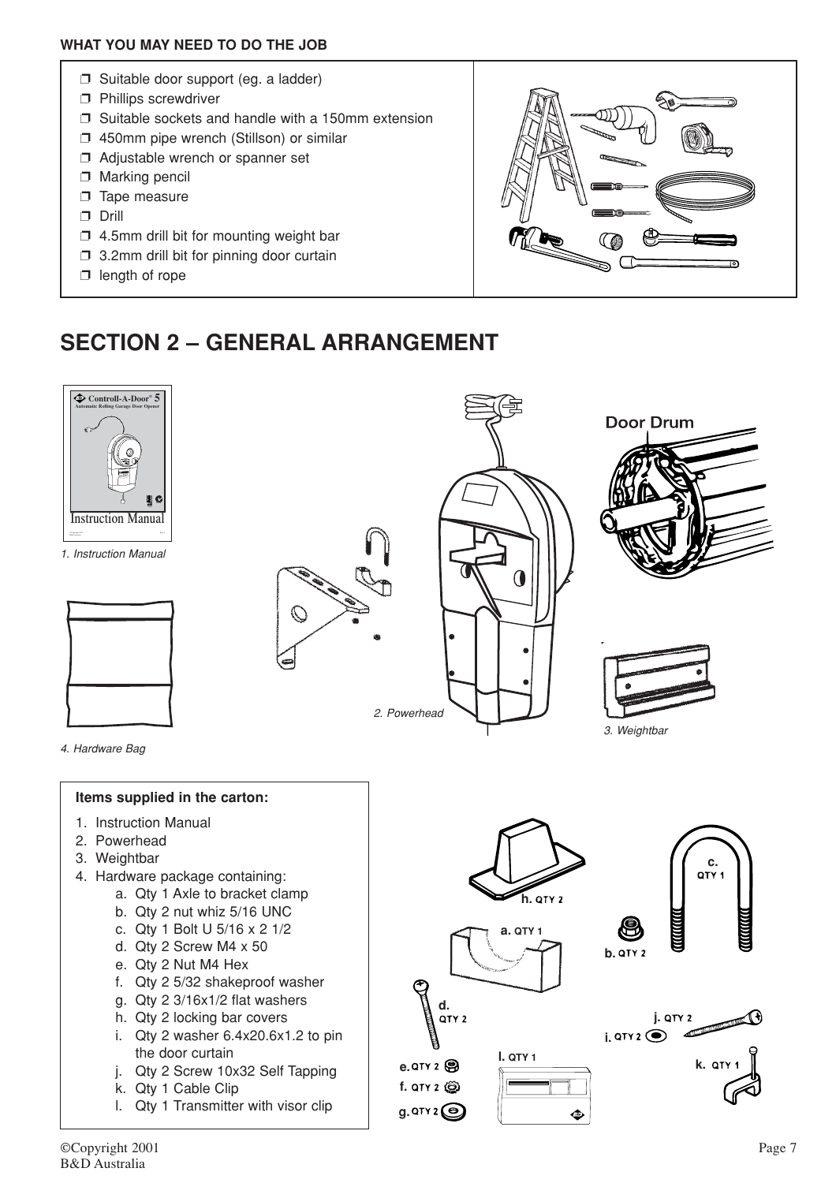**WHAT YOU MAY NEED TO DO THE JOB**

- ❒ Suitable door support (eg. a ladder)
- ❒ Phillips screwdriver
- ❒ Suitable sockets and handle with a 150mm extension
- ❒ 450mm pipe wrench (Stillson) or similar
- ❒ Adjustable wrench or spanner set
- ❒ Marking pencil
- ❒ Tape measure
- ❒ Drill
- ❒ 4.5mm drill bit for mounting weight bar
- ❒ 3.2mm drill bit for pinning door curtain
- ❒ length of rope

# SECTION 2 – GENERAL ARRANGEMENT

1. Instruction Manual

2. Powerhead

Door Drum

3. Weightbar

4. Hardware Bag

**Items supplied in the carton:**

1. Instruction Manual
2. Powerhead
3. Weightbar
4. Hardware package containing:
    a. Qty 1 Axle to bracket clamp
    b. Qty 2 nut whiz 5/16 UNC
    c. Qty 1 Bolt U 5/16 x 2 1/2
    d. Qty 2 Screw M4 x 50
    e. Qty 2 Nut M4 Hex
    f. Qty 2 5/32 shakeproof washer
    g. Qty 2 3/16x1/2 flat washers
    h. Qty 2 locking bar covers
    i. Qty 2 washer 6.4x20.6x1.2 to pin the door curtain
    j. Qty 2 Screw 10x32 Self Tapping
    k. Qty 1 Cable Clip
    l. Qty 1 Transmitter with visor clip

©Copyright 2001
B&D Australia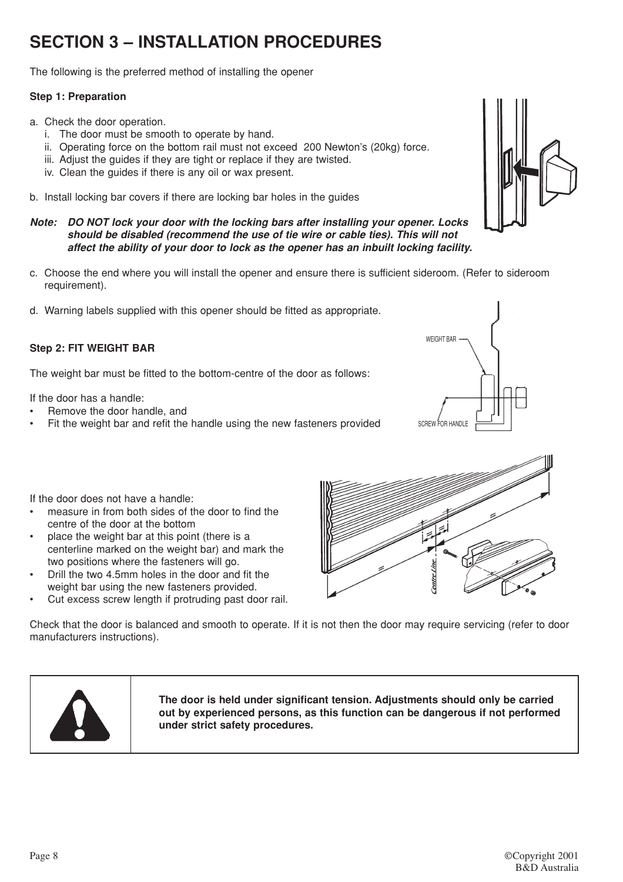# SECTION 3 – INSTALLATION PROCEDURES

The following is the preferred method of installing the opener

**Step 1: Preparation**

a. Check the door operation.
   i. The door must be smooth to operate by hand.
   ii. Operating force on the bottom rail must not exceed 200 Newton's (20kg) force.
   iii. Adjust the guides if they are tight or replace if they are twisted.
   iv. Clean the guides if there is any oil or wax present.

b. Install locking bar covers if there are locking bar holes in the guides

***Note: DO NOT lock your door with the locking bars after installing your opener. Locks should be disabled (recommend the use of tie wire or cable ties). This will not affect the ability of your door to lock as the opener has an inbuilt locking facility.***

c. Choose the end where you will install the opener and ensure there is sufficient sideroom. (Refer to sideroom requirement).

d. Warning labels supplied with this opener should be fitted as appropriate.

**Step 2: FIT WEIGHT BAR**

The weight bar must be fitted to the bottom-centre of the door as follows:

If the door has a handle:

- Remove the door handle, and
- Fit the weight bar and refit the handle using the new fasteners provided

WEIGHT BAR

SCREW FOR HANDLE

If the door does not have a handle:

- measure in from both sides of the door to find the centre of the door at the bottom
- place the weight bar at this point (there is a centerline marked on the weight bar) and mark the two positions where the fasteners will go.
- Drill the two 4.5mm holes in the door and fit the weight bar using the new fasteners provided.
- Cut excess screw length if protruding past door rail.

Centre Line

Check that the door is balanced and smooth to operate. If it is not then the door may require servicing (refer to door manufacturers instructions).

**The door is held under significant tension. Adjustments should only be carried out by experienced persons, as this function can be dangerous if not performed under strict safety procedures.**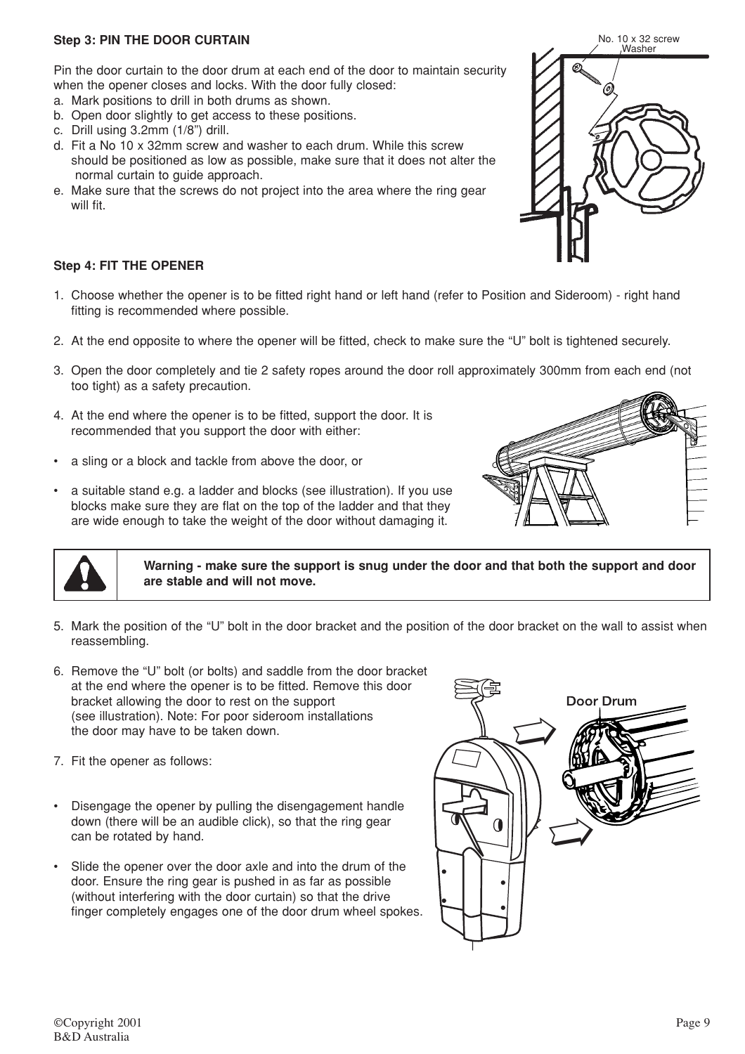### Step 3: PIN THE DOOR CURTAIN

Pin the door curtain to the door drum at each end of the door to maintain security when the opener closes and locks. With the door fully closed:

a. Mark positions to drill in both drums as shown.
b. Open door slightly to get access to these positions.
c. Drill using 3.2mm (1/8") drill.
d. Fit a No 10 x 32mm screw and washer to each drum. While this screw should be positioned as low as possible, make sure that it does not alter the normal curtain to guide approach.
e. Make sure that the screws do not project into the area where the ring gear will fit.

### Step 4: FIT THE OPENER

1. Choose whether the opener is to be fitted right hand or left hand (refer to Position and Sideroom) - right hand fitting is recommended where possible.

2. At the end opposite to where the opener will be fitted, check to make sure the "U" bolt is tightened securely.

3. Open the door completely and tie 2 safety ropes around the door roll approximately 300mm from each end (not too tight) as a safety precaution.

4. At the end where the opener is to be fitted, support the door. It is recommended that you support the door with either:

- a sling or a block and tackle from above the door, or
- a suitable stand e.g. a ladder and blocks (see illustration). If you use blocks make sure they are flat on the top of the ladder and that they are wide enough to take the weight of the door without damaging it.

**Warning - make sure the support is snug under the door and that both the support and door are stable and will not move.**

5. Mark the position of the "U" bolt in the door bracket and the position of the door bracket on the wall to assist when reassembling.

6. Remove the "U" bolt (or bolts) and saddle from the door bracket at the end where the opener is to be fitted. Remove this door bracket allowing the door to rest on the support (see illustration). Note: For poor sideroom installations the door may have to be taken down.

7. Fit the opener as follows:

- Disengage the opener by pulling the disengagement handle down (there will be an audible click), so that the ring gear can be rotated by hand.
- Slide the opener over the door axle and into the drum of the door. Ensure the ring gear is pushed in as far as possible (without interfering with the door curtain) so that the drive finger completely engages one of the door drum wheel spokes.

©Copyright 2001
B&D Australia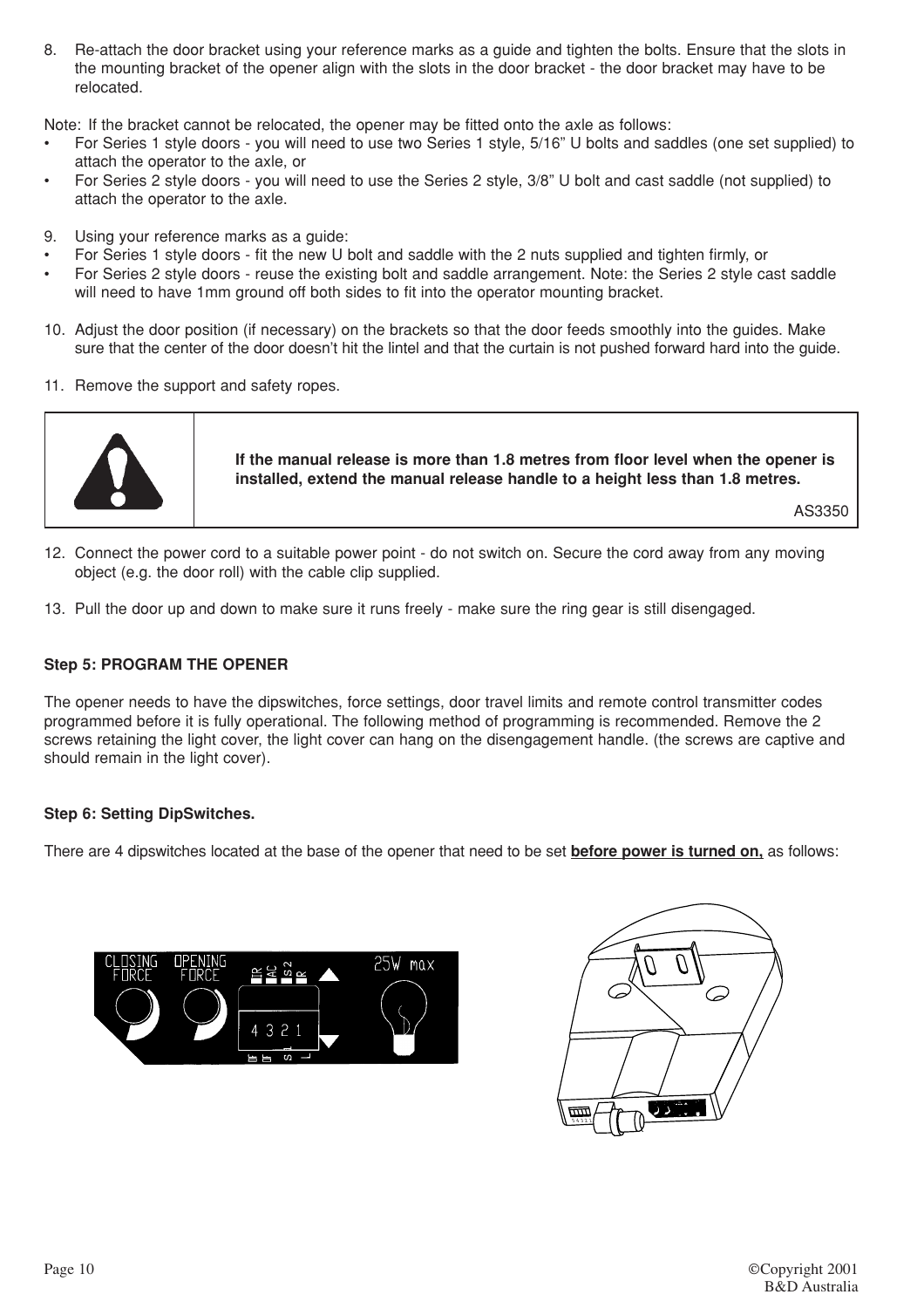8. Re-attach the door bracket using your reference marks as a guide and tighten the bolts. Ensure that the slots in the mounting bracket of the opener align with the slots in the door bracket - the door bracket may have to be relocated.

Note: If the bracket cannot be relocated, the opener may be fitted onto the axle as follows:

- For Series 1 style doors - you will need to use two Series 1 style, 5/16" U bolts and saddles (one set supplied) to attach the operator to the axle, or
- For Series 2 style doors - you will need to use the Series 2 style, 3/8" U bolt and cast saddle (not supplied) to attach the operator to the axle.

9. Using your reference marks as a guide:

- For Series 1 style doors - fit the new U bolt and saddle with the 2 nuts supplied and tighten firmly, or
- For Series 2 style doors - reuse the existing bolt and saddle arrangement. Note: the Series 2 style cast saddle will need to have 1mm ground off both sides to fit into the operator mounting bracket.

10. Adjust the door position (if necessary) on the brackets so that the door feeds smoothly into the guides. Make sure that the center of the door doesn't hit the lintel and that the curtain is not pushed forward hard into the guide.

11. Remove the support and safety ropes.

> **If the manual release is more than 1.8 metres from floor level when the opener is installed, extend the manual release handle to a height less than 1.8 metres.**
>
> AS3350

12. Connect the power cord to a suitable power point - do not switch on. Secure the cord away from any moving object (e.g. the door roll) with the cable clip supplied.

13. Pull the door up and down to make sure it runs freely - make sure the ring gear is still disengaged.

**Step 5: PROGRAM THE OPENER**

The opener needs to have the dipswitches, force settings, door travel limits and remote control transmitter codes programmed before it is fully operational. The following method of programming is recommended. Remove the 2 screws retaining the light cover, the light cover can hang on the disengagement handle. (the screws are captive and should remain in the light cover).

**Step 6: Setting DipSwitches.**

There are 4 dipswitches located at the base of the opener that need to be set **before power is turned on,** as follows: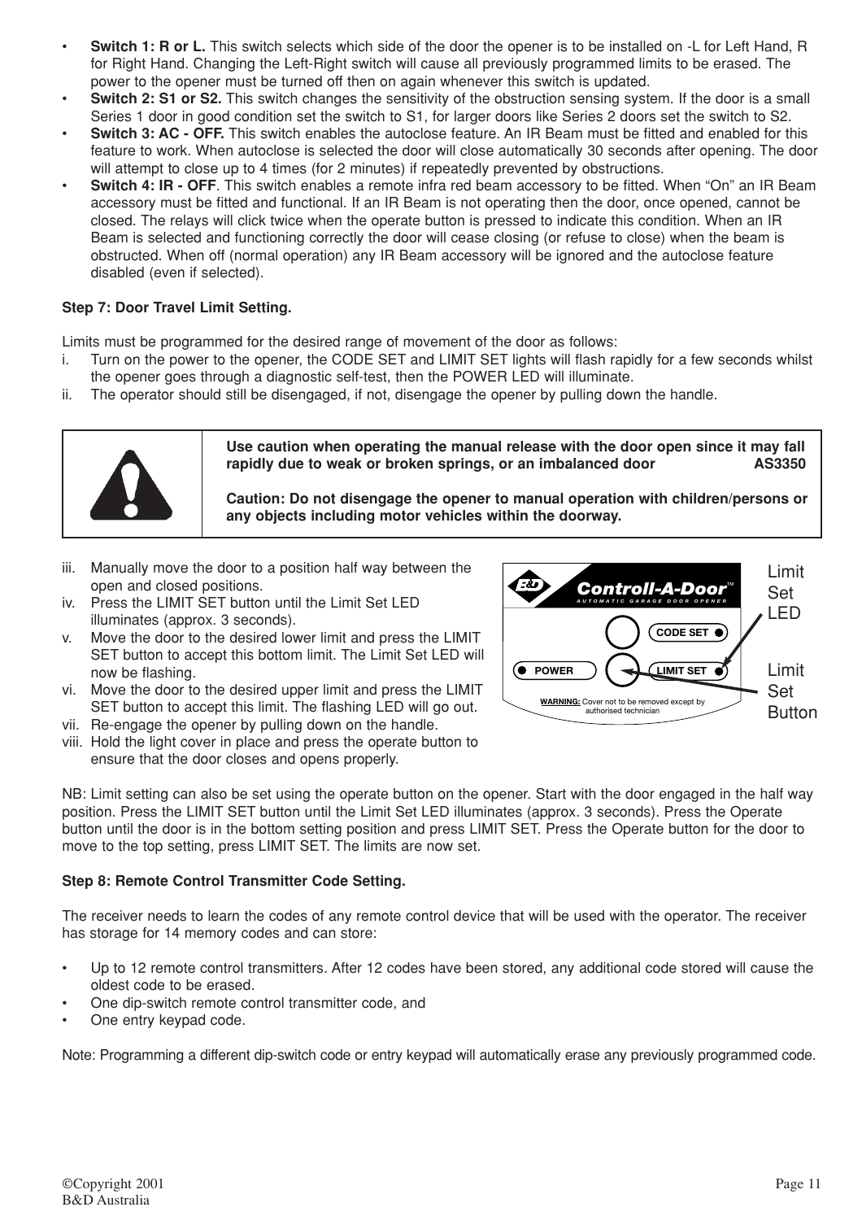- **Switch 1: R or L.** This switch selects which side of the door the opener is to be installed on -L for Left Hand, R for Right Hand. Changing the Left-Right switch will cause all previously programmed limits to be erased. The power to the opener must be turned off then on again whenever this switch is updated.
- **Switch 2: S1 or S2.** This switch changes the sensitivity of the obstruction sensing system. If the door is a small Series 1 door in good condition set the switch to S1, for larger doors like Series 2 doors set the switch to S2.
- **Switch 3: AC - OFF.** This switch enables the autoclose feature. An IR Beam must be fitted and enabled for this feature to work. When autoclose is selected the door will close automatically 30 seconds after opening. The door will attempt to close up to 4 times (for 2 minutes) if repeatedly prevented by obstructions.
- **Switch 4: IR - OFF**. This switch enables a remote infra red beam accessory to be fitted. When "On" an IR Beam accessory must be fitted and functional. If an IR Beam is not operating then the door, once opened, cannot be closed. The relays will click twice when the operate button is pressed to indicate this condition. When an IR Beam is selected and functioning correctly the door will cease closing (or refuse to close) when the beam is obstructed. When off (normal operation) any IR Beam accessory will be ignored and the autoclose feature disabled (even if selected).

**Step 7: Door Travel Limit Setting.**

Limits must be programmed for the desired range of movement of the door as follows:

i. Turn on the power to the opener, the CODE SET and LIMIT SET lights will flash rapidly for a few seconds whilst the opener goes through a diagnostic self-test, then the POWER LED will illuminate.
ii. The operator should still be disengaged, if not, disengage the opener by pulling down the handle.

**Use caution when operating the manual release with the door open since it may fall rapidly due to weak or broken springs, or an imbalanced door AS3350**

**Caution: Do not disengage the opener to manual operation with children/persons or any objects including motor vehicles within the doorway.**

iii. Manually move the door to a position half way between the open and closed positions.
iv. Press the LIMIT SET button until the Limit Set LED illuminates (approx. 3 seconds).
v. Move the door to the desired lower limit and press the LIMIT SET button to accept this bottom limit. The Limit Set LED will now be flashing.
vi. Move the door to the desired upper limit and press the LIMIT SET button to accept this limit. The flashing LED will go out.
vii. Re-engage the opener by pulling down on the handle.
viii. Hold the light cover in place and press the operate button to ensure that the door closes and opens properly.

B&D Controll-A-Door™ AUTOMATIC GARAGE DOOR OPENER

CODE SET

POWER

LIMIT SET

**WARNING:** Cover not to be removed except by authorised technician

Limit Set LED

Limit Set Button

NB: Limit setting can also be set using the operate button on the opener. Start with the door engaged in the half way position. Press the LIMIT SET button until the Limit Set LED illuminates (approx. 3 seconds). Press the Operate button until the door is in the bottom setting position and press LIMIT SET. Press the Operate button for the door to move to the top setting, press LIMIT SET. The limits are now set.

**Step 8: Remote Control Transmitter Code Setting.**

The receiver needs to learn the codes of any remote control device that will be used with the operator. The receiver has storage for 14 memory codes and can store:

- Up to 12 remote control transmitters. After 12 codes have been stored, any additional code stored will cause the oldest code to be erased.
- One dip-switch remote control transmitter code, and
- One entry keypad code.

Note: Programming a different dip-switch code or entry keypad will automatically erase any previously programmed code.

©Copyright 2001
B&D Australia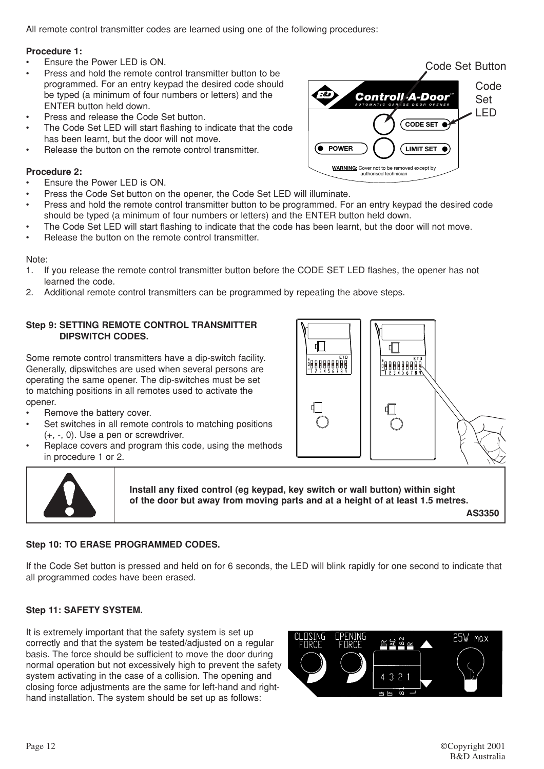All remote control transmitter codes are learned using one of the following procedures:

**Procedure 1:**

- Ensure the Power LED is ON.
- Press and hold the remote control transmitter button to be programmed. For an entry keypad the desired code should be typed (a minimum of four numbers or letters) and the ENTER button held down.
- Press and release the Code Set button.
- The Code Set LED will start flashing to indicate that the code has been learnt, but the door will not move.
- Release the button on the remote control transmitter.

**Procedure 2:**

- Ensure the Power LED is ON.
- Press the Code Set button on the opener, the Code Set LED will illuminate.
- Press and hold the remote control transmitter button to be programmed. For an entry keypad the desired code should be typed (a minimum of four numbers or letters) and the ENTER button held down.
- The Code Set LED will start flashing to indicate that the code has been learnt, but the door will not move.
- Release the button on the remote control transmitter.

Note:

1. If you release the remote control transmitter button before the CODE SET LED flashes, the opener has not learned the code.
2. Additional remote control transmitters can be programmed by repeating the above steps.

**Step 9: SETTING REMOTE CONTROL TRANSMITTER DIPSWITCH CODES.**

Some remote control transmitters have a dip-switch facility. Generally, dipswitches are used when several persons are operating the same opener. The dip-switches must be set to matching positions in all remotes used to activate the opener.

- Remove the battery cover.
- Set switches in all remote controls to matching positions (+, -, 0). Use a pen or screwdriver.
- Replace covers and program this code, using the methods in procedure 1 or 2.

**Install any fixed control (eg keypad, key switch or wall button) within sight of the door but away from moving parts and at a height of at least 1.5 metres.**

**AS3350**

**Step 10: TO ERASE PROGRAMMED CODES.**

If the Code Set button is pressed and held on for 6 seconds, the LED will blink rapidly for one second to indicate that all programmed codes have been erased.

**Step 11: SAFETY SYSTEM.**

It is extremely important that the safety system is set up correctly and that the system be tested/adjusted on a regular basis. The force should be sufficient to move the door during normal operation but not excessively high to prevent the safety system activating in the case of a collision. The opening and closing force adjustments are the same for left-hand and right-hand installation. The system should be set up as follows:

©Copyright 2001
B&D Australia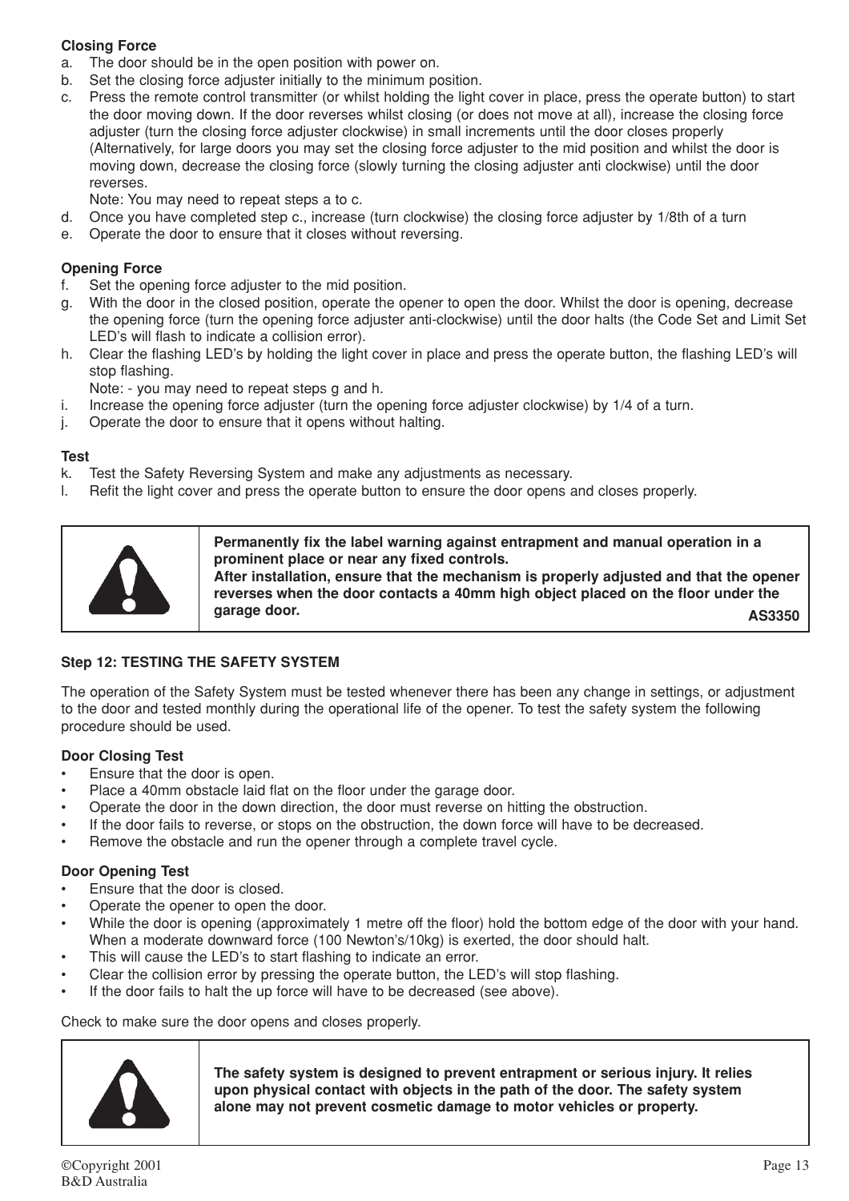**Closing Force**

a. The door should be in the open position with power on.
b. Set the closing force adjuster initially to the minimum position.
c. Press the remote control transmitter (or whilst holding the light cover in place, press the operate button) to start the door moving down. If the door reverses whilst closing (or does not move at all), increase the closing force adjuster (turn the closing force adjuster clockwise) in small increments until the door closes properly (Alternatively, for large doors you may set the closing force adjuster to the mid position and whilst the door is moving down, decrease the closing force (slowly turning the closing adjuster anti clockwise) until the door reverses.
   Note: You may need to repeat steps a to c.
d. Once you have completed step c., increase (turn clockwise) the closing force adjuster by 1/8th of a turn
e. Operate the door to ensure that it closes without reversing.

**Opening Force**

f. Set the opening force adjuster to the mid position.
g. With the door in the closed position, operate the opener to open the door. Whilst the door is opening, decrease the opening force (turn the opening force adjuster anti-clockwise) until the door halts (the Code Set and Limit Set LED's will flash to indicate a collision error).
h. Clear the flashing LED's by holding the light cover in place and press the operate button, the flashing LED's will stop flashing.
   Note: - you may need to repeat steps g and h.
i. Increase the opening force adjuster (turn the opening force adjuster clockwise) by 1/4 of a turn.
j. Operate the door to ensure that it opens without halting.

**Test**

k. Test the Safety Reversing System and make any adjustments as necessary.
l. Refit the light cover and press the operate button to ensure the door opens and closes properly.

**Permanently fix the label warning against entrapment and manual operation in a prominent place or near any fixed controls.**
**After installation, ensure that the mechanism is properly adjusted and that the opener reverses when the door contacts a 40mm high object placed on the floor under the garage door.**
**AS3350**

**Step 12: TESTING THE SAFETY SYSTEM**

The operation of the Safety System must be tested whenever there has been any change in settings, or adjustment to the door and tested monthly during the operational life of the opener. To test the safety system the following procedure should be used.

**Door Closing Test**

- Ensure that the door is open.
- Place a 40mm obstacle laid flat on the floor under the garage door.
- Operate the door in the down direction, the door must reverse on hitting the obstruction.
- If the door fails to reverse, or stops on the obstruction, the down force will have to be decreased.
- Remove the obstacle and run the opener through a complete travel cycle.

**Door Opening Test**

- Ensure that the door is closed.
- Operate the opener to open the door.
- While the door is opening (approximately 1 metre off the floor) hold the bottom edge of the door with your hand. When a moderate downward force (100 Newton's/10kg) is exerted, the door should halt.
- This will cause the LED's to start flashing to indicate an error.
- Clear the collision error by pressing the operate button, the LED's will stop flashing.
- If the door fails to halt the up force will have to be decreased (see above).

Check to make sure the door opens and closes properly.

**The safety system is designed to prevent entrapment or serious injury. It relies upon physical contact with objects in the path of the door. The safety system alone may not prevent cosmetic damage to motor vehicles or property.**

©Copyright 2001
B&D Australia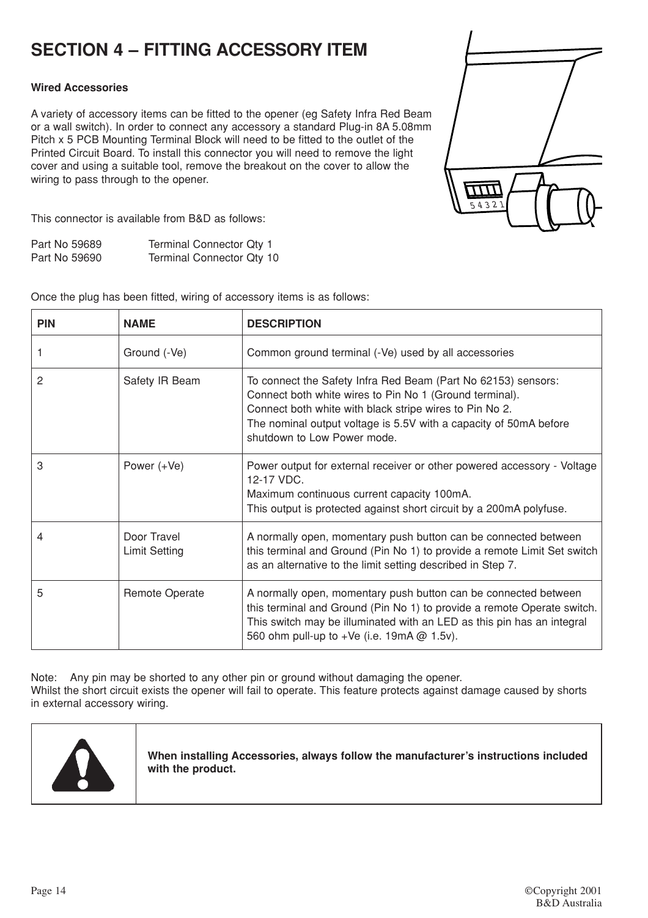# SECTION 4 – FITTING ACCESSORY ITEM

**Wired Accessories**

A variety of accessory items can be fitted to the opener (eg Safety Infra Red Beam or a wall switch). In order to connect any accessory a standard Plug-in 8A 5.08mm Pitch x 5 PCB Mounting Terminal Block will need to be fitted to the outlet of the Printed Circuit Board. To install this connector you will need to remove the light cover and using a suitable tool, remove the breakout on the cover to allow the wiring to pass through to the opener.

This connector is available from B&D as follows:

Part No 59689 Terminal Connector Qty 1
Part No 59690 Terminal Connector Qty 10

Once the plug has been fitted, wiring of accessory items is as follows:

| PIN | NAME | DESCRIPTION |
|---|---|---|
| 1 | Ground (-Ve) | Common ground terminal (-Ve) used by all accessories |
| 2 | Safety IR Beam | To connect the Safety Infra Red Beam (Part No 62153) sensors: Connect both white wires to Pin No 1 (Ground terminal). Connect both white with black stripe wires to Pin No 2. The nominal output voltage is 5.5V with a capacity of 50mA before shutdown to Low Power mode. |
| 3 | Power (+Ve) | Power output for external receiver or other powered accessory - Voltage 12-17 VDC. Maximum continuous current capacity 100mA. This output is protected against short circuit by a 200mA polyfuse. |
| 4 | Door Travel Limit Setting | A normally open, momentary push button can be connected between this terminal and Ground (Pin No 1) to provide a remote Limit Set switch as an alternative to the limit setting described in Step 7. |
| 5 | Remote Operate | A normally open, momentary push button can be connected between this terminal and Ground (Pin No 1) to provide a remote Operate switch. This switch may be illuminated with an LED as this pin has an integral 560 ohm pull-up to +Ve (i.e. 19mA @ 1.5v). |

Note: Any pin may be shorted to any other pin or ground without damaging the opener.
Whilst the short circuit exists the opener will fail to operate. This feature protects against damage caused by shorts in external accessory wiring.

**When installing Accessories, always follow the manufacturer's instructions included with the product.**

©Copyright 2001
B&D Australia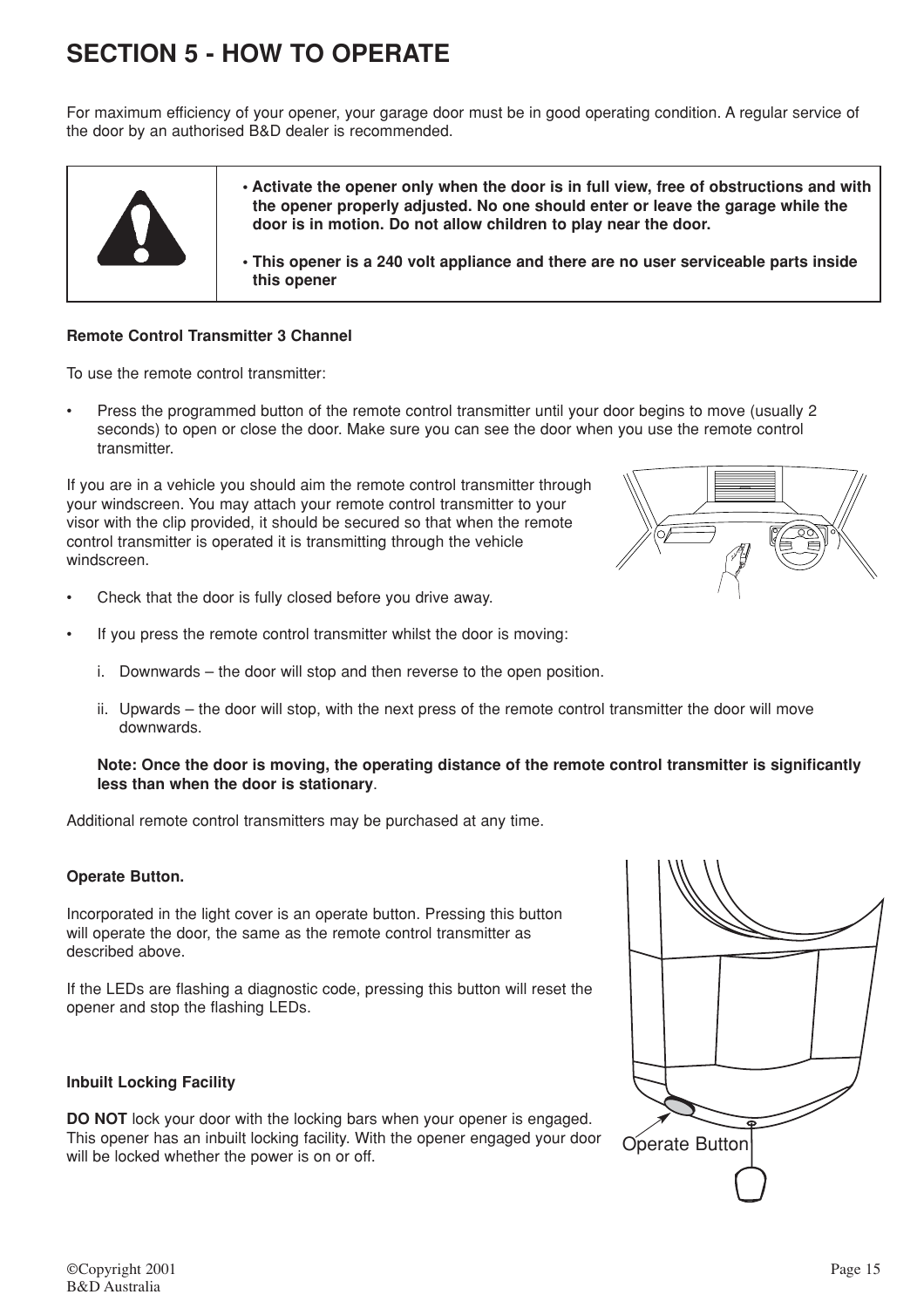# SECTION 5 - HOW TO OPERATE

For maximum efficiency of your opener, your garage door must be in good operating condition. A regular service of the door by an authorised B&D dealer is recommended.

| | |
|---|---|
| ⚠ | • **Activate the opener only when the door is in full view, free of obstructions and with the opener properly adjusted. No one should enter or leave the garage while the door is in motion. Do not allow children to play near the door.**<br><br>• **This opener is a 240 volt appliance and there are no user serviceable parts inside this opener** |

**Remote Control Transmitter 3 Channel**

To use the remote control transmitter:

- Press the programmed button of the remote control transmitter until your door begins to move (usually 2 seconds) to open or close the door. Make sure you can see the door when you use the remote control transmitter.

If you are in a vehicle you should aim the remote control transmitter through your windscreen. You may attach your remote control transmitter to your visor with the clip provided, it should be secured so that when the remote control transmitter is operated it is transmitting through the vehicle windscreen.

- Check that the door is fully closed before you drive away.
- If you press the remote control transmitter whilst the door is moving:

  i. Downwards – the door will stop and then reverse to the open position.

  ii. Upwards – the door will stop, with the next press of the remote control transmitter the door will move downwards.

  **Note: Once the door is moving, the operating distance of the remote control transmitter is significantly less than when the door is stationary**.

Additional remote control transmitters may be purchased at any time.

**Operate Button.**

Incorporated in the light cover is an operate button. Pressing this button will operate the door, the same as the remote control transmitter as described above.

If the LEDs are flashing a diagnostic code, pressing this button will reset the opener and stop the flashing LEDs.

Operate Button

**Inbuilt Locking Facility**

**DO NOT** lock your door with the locking bars when your opener is engaged. This opener has an inbuilt locking facility. With the opener engaged your door will be locked whether the power is on or off.

©Copyright 2001
B&D Australia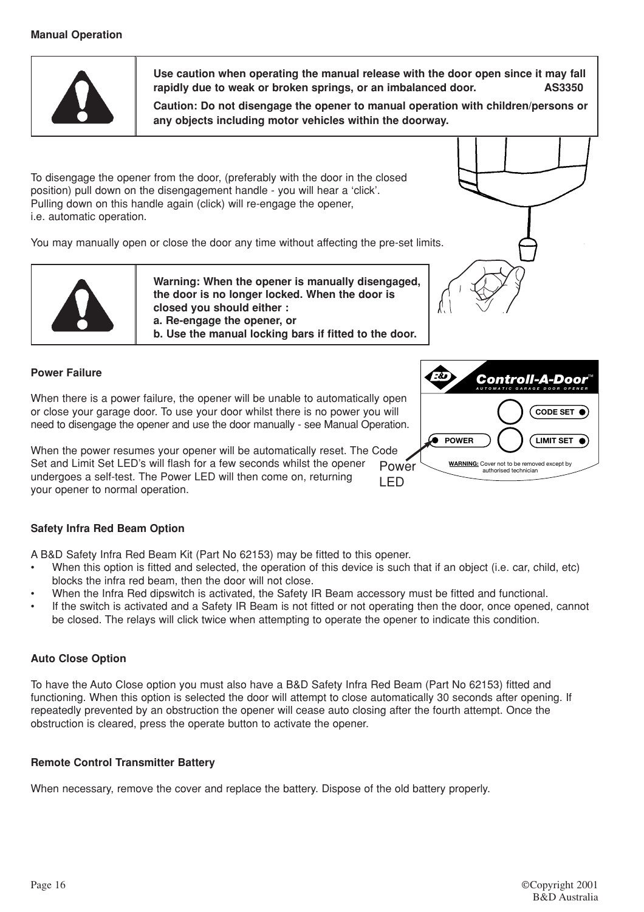## Manual Operation

> **Use caution when operating the manual release with the door open since it may fall rapidly due to weak or broken springs, or an imbalanced door. AS3350**
>
> **Caution: Do not disengage the opener to manual operation with children/persons or any objects including motor vehicles within the doorway.**

To disengage the opener from the door, (preferably with the door in the closed position) pull down on the disengagement handle - you will hear a 'click'. Pulling down on this handle again (click) will re-engage the opener, i.e. automatic operation.

You may manually open or close the door any time without affecting the pre-set limits.

> **Warning: When the opener is manually disengaged, the door is no longer locked. When the door is closed you should either :**
> **a. Re-engage the opener, or**
> **b. Use the manual locking bars if fitted to the door.**

## Power Failure

When there is a power failure, the opener will be unable to automatically open or close your garage door. To use your door whilst there is no power you will need to disengage the opener and use the door manually - see Manual Operation.

When the power resumes your opener will be automatically reset. The Code Set and Limit Set LED's will flash for a few seconds whilst the opener undergoes a self-test. The Power LED will then come on, returning your opener to normal operation.

Controll-A-Door™ AUTOMATIC GARAGE DOOR OPENER — CODE SET — POWER — LIMIT SET — WARNING: Cover not to be removed except by authorised technician

Power LED

## Safety Infra Red Beam Option

A B&D Safety Infra Red Beam Kit (Part No 62153) may be fitted to this opener.

- When this option is fitted and selected, the operation of this device is such that if an object (i.e. car, child, etc) blocks the infra red beam, then the door will not close.
- When the Infra Red dipswitch is activated, the Safety IR Beam accessory must be fitted and functional.
- If the switch is activated and a Safety IR Beam is not fitted or not operating then the door, once opened, cannot be closed. The relays will click twice when attempting to operate the opener to indicate this condition.

## Auto Close Option

To have the Auto Close option you must also have a B&D Safety Infra Red Beam (Part No 62153) fitted and functioning. When this option is selected the door will attempt to close automatically 30 seconds after opening. If repeatedly prevented by an obstruction the opener will cease auto closing after the fourth attempt. Once the obstruction is cleared, press the operate button to activate the opener.

## Remote Control Transmitter Battery

When necessary, remove the cover and replace the battery. Dispose of the old battery properly.

©Copyright 2001 B&D Australia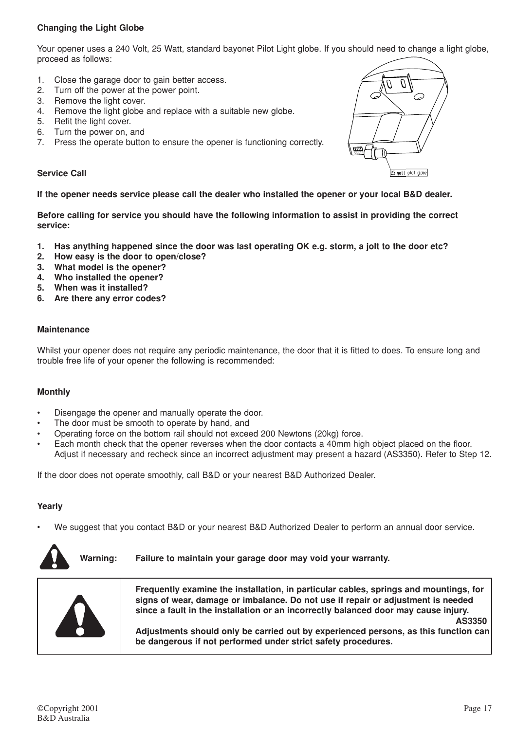**Changing the Light Globe**

Your opener uses a 240 Volt, 25 Watt, standard bayonet Pilot Light globe. If you should need to change a light globe, proceed as follows:

1. Close the garage door to gain better access.
2. Turn off the power at the power point.
3. Remove the light cover.
4. Remove the light globe and replace with a suitable new globe.
5. Refit the light cover.
6. Turn the power on, and
7. Press the operate button to ensure the opener is functioning correctly.

25 watt pilot globe

**Service Call**

**If the opener needs service please call the dealer who installed the opener or your local B&D dealer.**

**Before calling for service you should have the following information to assist in providing the correct service:**

1. **Has anything happened since the door was last operating OK e.g. storm, a jolt to the door etc?**
2. **How easy is the door to open/close?**
3. **What model is the opener?**
4. **Who installed the opener?**
5. **When was it installed?**
6. **Are there any error codes?**

**Maintenance**

Whilst your opener does not require any periodic maintenance, the door that it is fitted to does. To ensure long and trouble free life of your opener the following is recommended:

**Monthly**

- Disengage the opener and manually operate the door.
- The door must be smooth to operate by hand, and
- Operating force on the bottom rail should not exceed 200 Newtons (20kg) force.
- Each month check that the opener reverses when the door contacts a 40mm high object placed on the floor. Adjust if necessary and recheck since an incorrect adjustment may present a hazard (AS3350). Refer to Step 12.

If the door does not operate smoothly, call B&D or your nearest B&D Authorized Dealer.

**Yearly**

- We suggest that you contact B&D or your nearest B&D Authorized Dealer to perform an annual door service.

**Warning: Failure to maintain your garage door may void your warranty.**

**Frequently examine the installation, in particular cables, springs and mountings, for signs of wear, damage or imbalance. Do not use if repair or adjustment is needed since a fault in the installation or an incorrectly balanced door may cause injury.**
**AS3350**
**Adjustments should only be carried out by experienced persons, as this function can be dangerous if not performed under strict safety procedures.**

©Copyright 2001
B&D Australia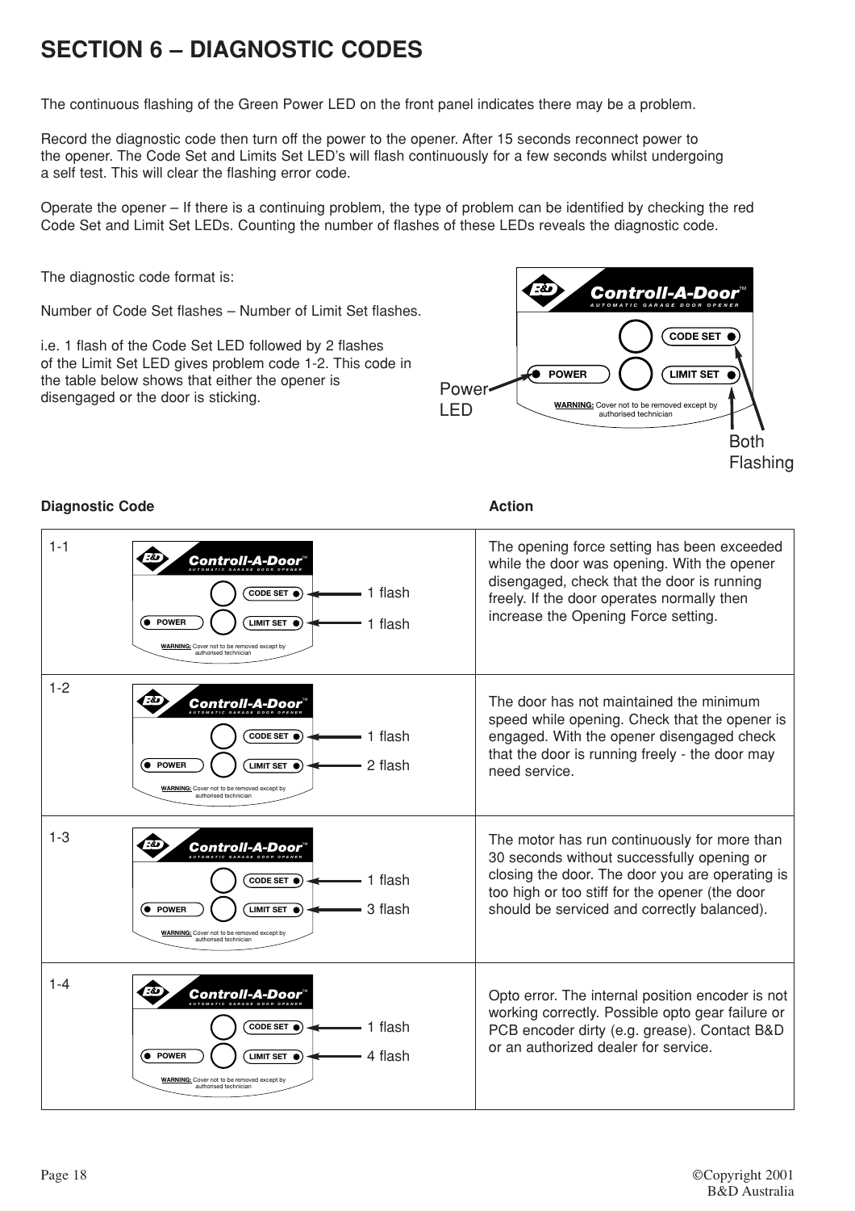# SECTION 6 – DIAGNOSTIC CODES

The continuous flashing of the Green Power LED on the front panel indicates there may be a problem.

Record the diagnostic code then turn off the power to the opener. After 15 seconds reconnect power to the opener. The Code Set and Limits Set LED's will flash continuously for a few seconds whilst undergoing a self test. This will clear the flashing error code.

Operate the opener – If there is a continuing problem, the type of problem can be identified by checking the red Code Set and Limit Set LEDs. Counting the number of flashes of these LEDs reveals the diagnostic code.

The diagnostic code format is:

Number of Code Set flashes – Number of Limit Set flashes.

i.e. 1 flash of the Code Set LED followed by 2 flashes of the Limit Set LED gives problem code 1-2. This code in the table below shows that either the opener is disengaged or the door is sticking.

Controll-A-Door™ AUTOMATIC GARAGE DOOR OPENER — CODE SET, POWER, LIMIT SET. WARNING: Cover not to be removed except by authorised technician. Power LED. Both Flashing.

| Diagnostic Code | Action |
|---|---|
| 1-1 — CODE SET: 1 flash, LIMIT SET: 1 flash | The opening force setting has been exceeded while the door was opening. With the opener disengaged, check that the door is running freely. If the door operates normally then increase the Opening Force setting. |
| 1-2 — CODE SET: 1 flash, LIMIT SET: 2 flash | The door has not maintained the minimum speed while opening. Check that the opener is engaged. With the opener disengaged check that the door is running freely - the door may need service. |
| 1-3 — CODE SET: 1 flash, LIMIT SET: 3 flash | The motor has run continuously for more than 30 seconds without successfully opening or closing the door. The door you are operating is too high or too stiff for the opener (the door should be serviced and correctly balanced). |
| 1-4 — CODE SET: 1 flash, LIMIT SET: 4 flash | Opto error. The internal position encoder is not working correctly. Possible opto gear failure or PCB encoder dirty (e.g. grease). Contact B&D or an authorized dealer for service. |

©Copyright 2001
B&D Australia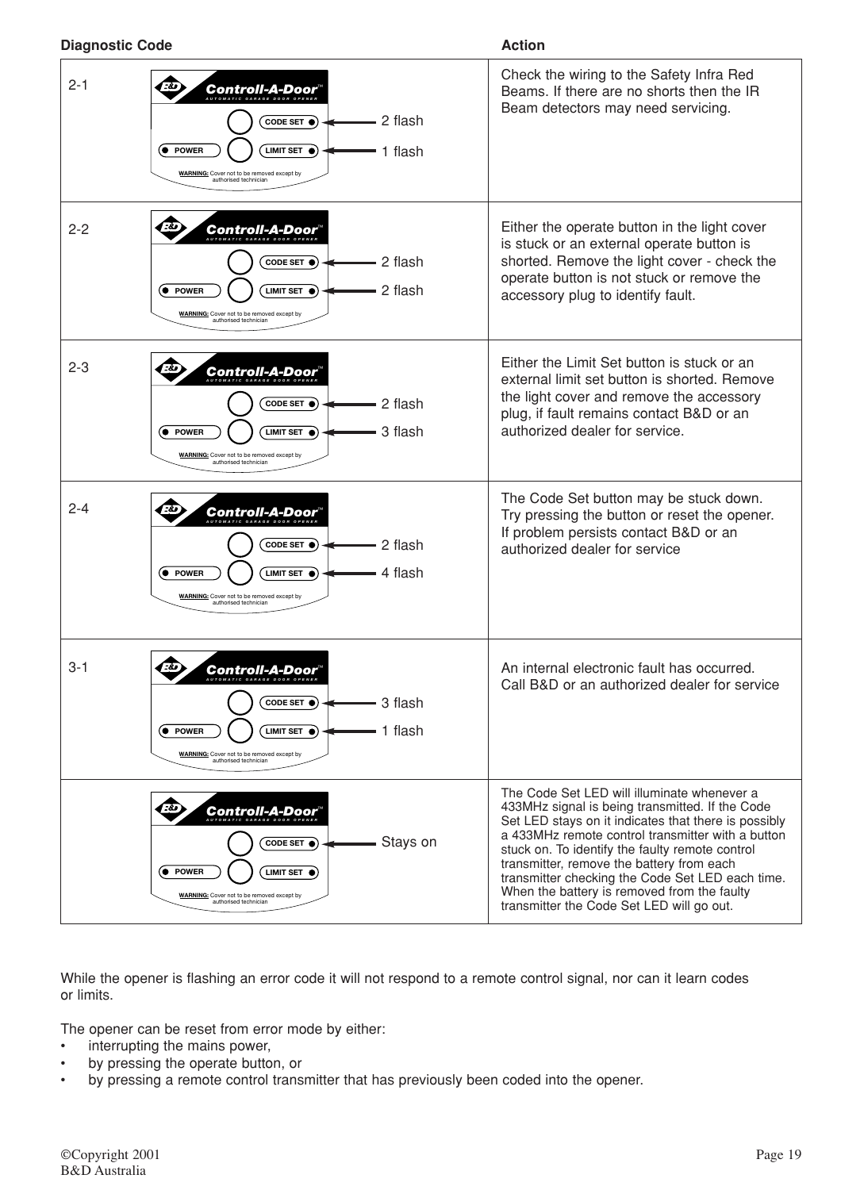| Diagnostic Code | | Action |
|---|---|---|
| 2-1 | CODE SET: 2 flash<br>LIMIT SET: 1 flash | Check the wiring to the Safety Infra Red Beams. If there are no shorts then the IR Beam detectors may need servicing. |
| 2-2 | CODE SET: 2 flash<br>LIMIT SET: 2 flash | Either the operate button in the light cover is stuck or an external operate button is shorted. Remove the light cover - check the operate button is not stuck or remove the accessory plug to identify fault. |
| 2-3 | CODE SET: 2 flash<br>LIMIT SET: 3 flash | Either the Limit Set button is stuck or an external limit set button is shorted. Remove the light cover and remove the accessory plug, if fault remains contact B&D or an authorized dealer for service. |
| 2-4 | CODE SET: 2 flash<br>LIMIT SET: 4 flash | The Code Set button may be stuck down. Try pressing the button or reset the opener. If problem persists contact B&D or an authorized dealer for service |
| 3-1 | CODE SET: 3 flash<br>LIMIT SET: 1 flash | An internal electronic fault has occurred. Call B&D or an authorized dealer for service |
| | CODE SET: Stays on | The Code Set LED will illuminate whenever a 433MHz signal is being transmitted. If the Code Set LED stays on it indicates that there is possibly a 433MHz remote control transmitter with a button stuck on. To identify the faulty remote control transmitter, remove the battery from each transmitter checking the Code Set LED each time. When the battery is removed from the faulty transmitter the Code Set LED will go out. |

While the opener is flashing an error code it will not respond to a remote control signal, nor can it learn codes or limits.

The opener can be reset from error mode by either:

- interrupting the mains power,
- by pressing the operate button, or
- by pressing a remote control transmitter that has previously been coded into the opener.

©Copyright 2001
B&D Australia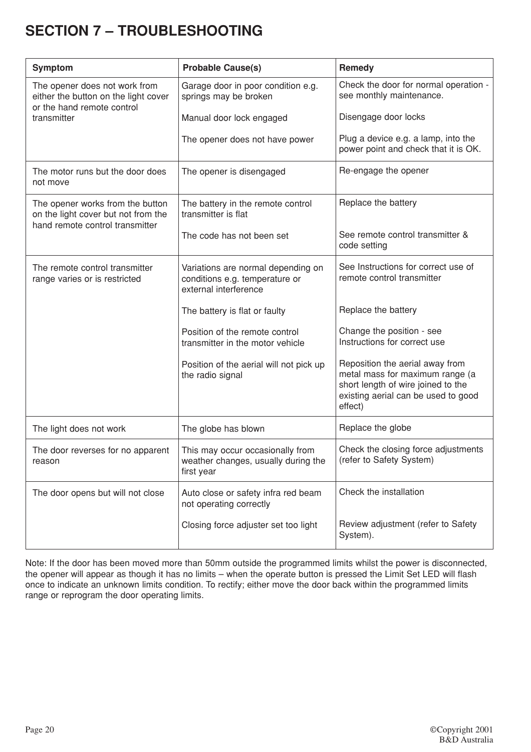# SECTION 7 – TROUBLESHOOTING

| Symptom | Probable Cause(s) | Remedy |
|---|---|---|
| The opener does not work from either the button on the light cover or the hand remote control transmitter | Garage door in poor condition e.g. springs may be broken | Check the door for normal operation - see monthly maintenance. |
| | Manual door lock engaged | Disengage door locks |
| | The opener does not have power | Plug a device e.g. a lamp, into the power point and check that it is OK. |
| The motor runs but the door does not move | The opener is disengaged | Re-engage the opener |
| The opener works from the button on the light cover but not from the hand remote control transmitter | The battery in the remote control transmitter is flat | Replace the battery |
| | The code has not been set | See remote control transmitter & code setting |
| The remote control transmitter range varies or is restricted | Variations are normal depending on conditions e.g. temperature or external interference | See Instructions for correct use of remote control transmitter |
| | The battery is flat or faulty | Replace the battery |
| | Position of the remote control transmitter in the motor vehicle | Change the position - see Instructions for correct use |
| | Position of the aerial will not pick up the radio signal | Reposition the aerial away from metal mass for maximum range (a short length of wire joined to the existing aerial can be used to good effect) |
| The light does not work | The globe has blown | Replace the globe |
| The door reverses for no apparent reason | This may occur occasionally from weather changes, usually during the first year | Check the closing force adjustments (refer to Safety System) |
| The door opens but will not close | Auto close or safety infra red beam not operating correctly | Check the installation |
| | Closing force adjuster set too light | Review adjustment (refer to Safety System). |

Note: If the door has been moved more than 50mm outside the programmed limits whilst the power is disconnected, the opener will appear as though it has no limits – when the operate button is pressed the Limit Set LED will flash once to indicate an unknown limits condition. To rectify; either move the door back within the programmed limits range or reprogram the door operating limits.

©Copyright 2001
B&D Australia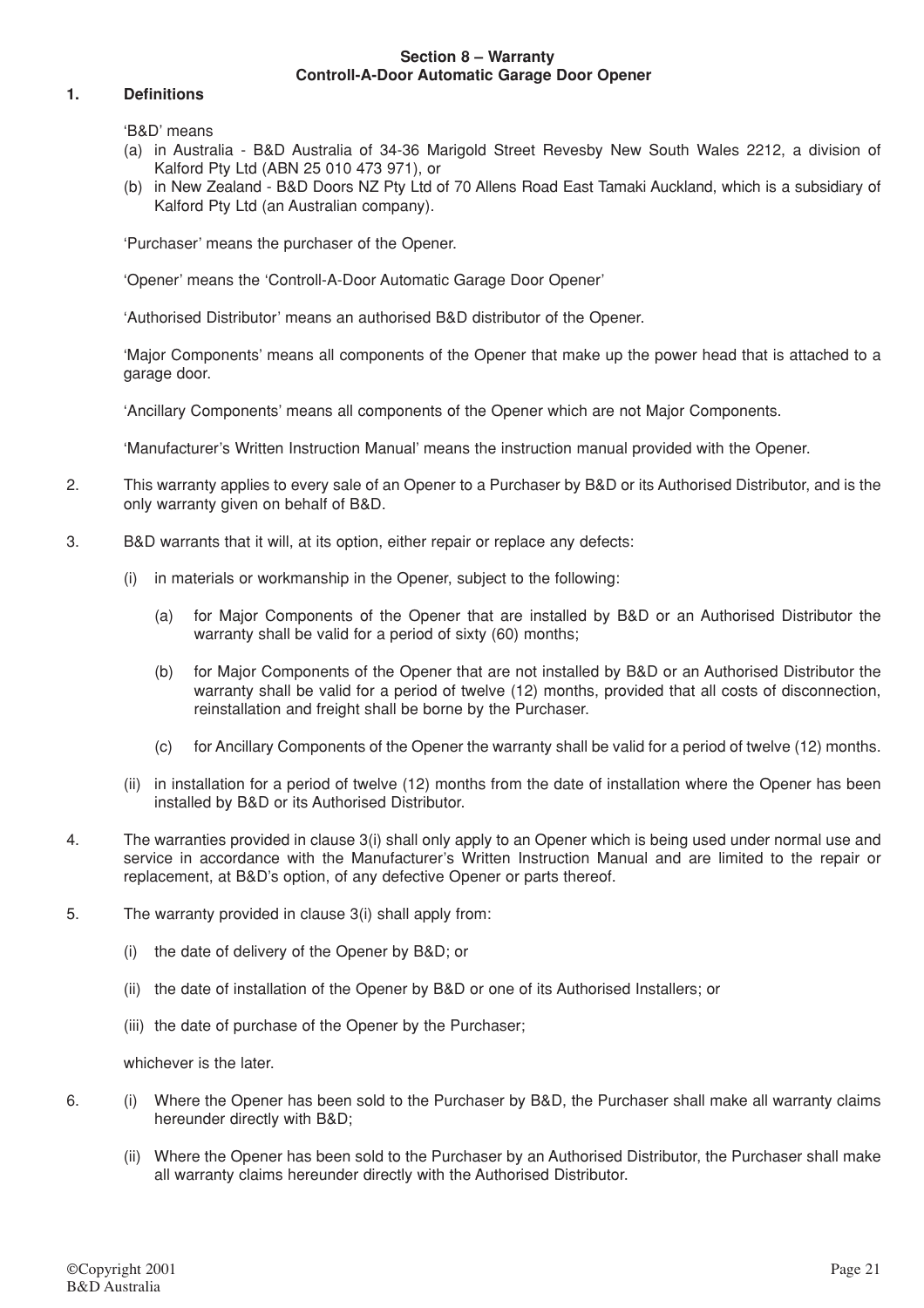**Section 8 – Warranty**
**Controll-A-Door Automatic Garage Door Opener**

**1. Definitions**

'B&D' means

(a) in Australia - B&D Australia of 34-36 Marigold Street Revesby New South Wales 2212, a division of Kalford Pty Ltd (ABN 25 010 473 971), or
(b) in New Zealand - B&D Doors NZ Pty Ltd of 70 Allens Road East Tamaki Auckland, which is a subsidiary of Kalford Pty Ltd (an Australian company).

'Purchaser' means the purchaser of the Opener.

'Opener' means the 'Controll-A-Door Automatic Garage Door Opener'

'Authorised Distributor' means an authorised B&D distributor of the Opener.

'Major Components' means all components of the Opener that make up the power head that is attached to a garage door.

'Ancillary Components' means all components of the Opener which are not Major Components.

'Manufacturer's Written Instruction Manual' means the instruction manual provided with the Opener.

2. This warranty applies to every sale of an Opener to a Purchaser by B&D or its Authorised Distributor, and is the only warranty given on behalf of B&D.

3. B&D warrants that it will, at its option, either repair or replace any defects:

   (i) in materials or workmanship in the Opener, subject to the following:

      (a) for Major Components of the Opener that are installed by B&D or an Authorised Distributor the warranty shall be valid for a period of sixty (60) months;

      (b) for Major Components of the Opener that are not installed by B&D or an Authorised Distributor the warranty shall be valid for a period of twelve (12) months, provided that all costs of disconnection, reinstallation and freight shall be borne by the Purchaser.

      (c) for Ancillary Components of the Opener the warranty shall be valid for a period of twelve (12) months.

   (ii) in installation for a period of twelve (12) months from the date of installation where the Opener has been installed by B&D or its Authorised Distributor.

4. The warranties provided in clause 3(i) shall only apply to an Opener which is being used under normal use and service in accordance with the Manufacturer's Written Instruction Manual and are limited to the repair or replacement, at B&D's option, of any defective Opener or parts thereof.

5. The warranty provided in clause 3(i) shall apply from:

   (i) the date of delivery of the Opener by B&D; or

   (ii) the date of installation of the Opener by B&D or one of its Authorised Installers; or

   (iii) the date of purchase of the Opener by the Purchaser;

   whichever is the later.

6. (i) Where the Opener has been sold to the Purchaser by B&D, the Purchaser shall make all warranty claims hereunder directly with B&D;

   (ii) Where the Opener has been sold to the Purchaser by an Authorised Distributor, the Purchaser shall make all warranty claims hereunder directly with the Authorised Distributor.

©Copyright 2001
B&D Australia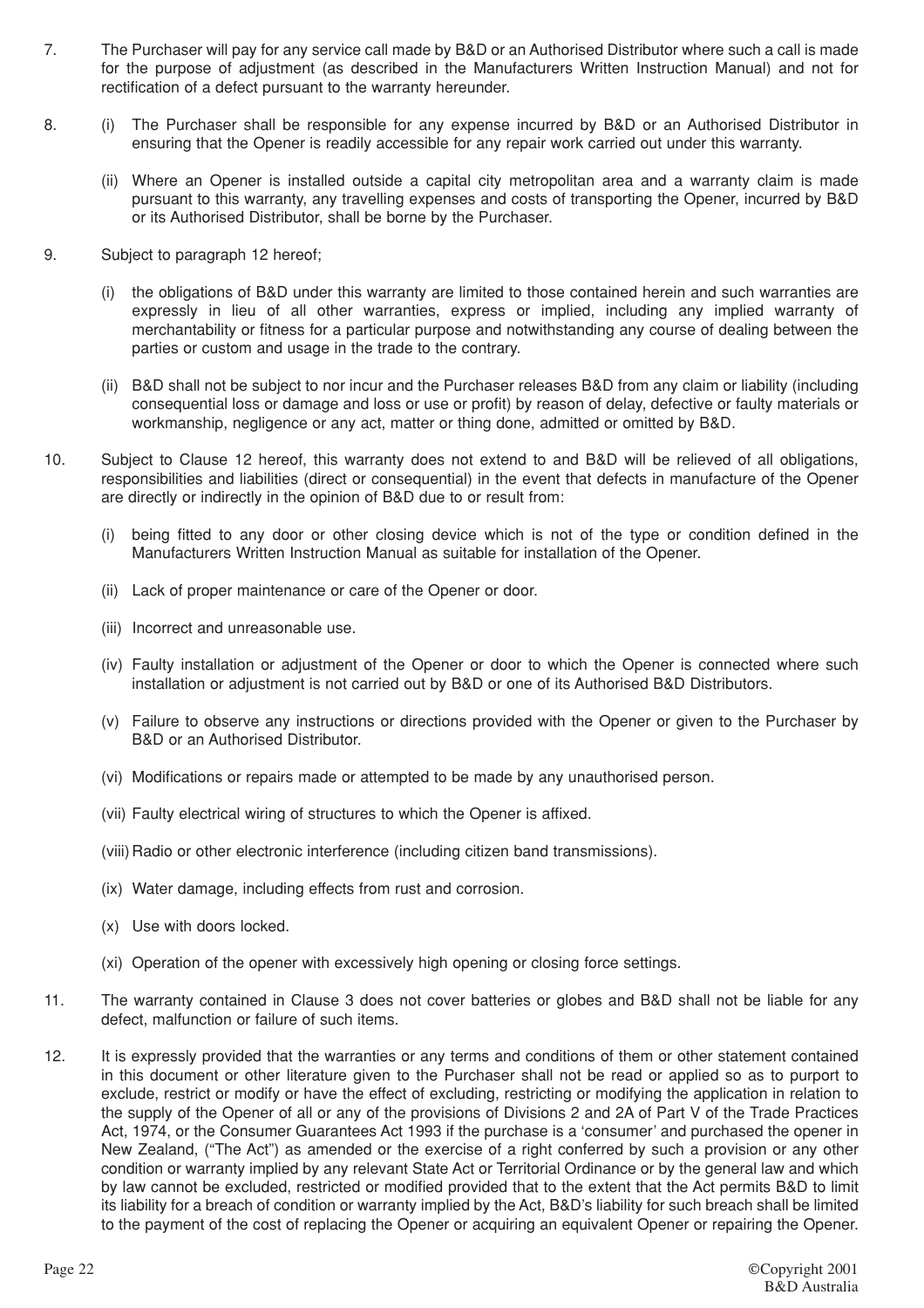7. The Purchaser will pay for any service call made by B&D or an Authorised Distributor where such a call is made for the purpose of adjustment (as described in the Manufacturers Written Instruction Manual) and not for rectification of a defect pursuant to the warranty hereunder.

8. (i) The Purchaser shall be responsible for any expense incurred by B&D or an Authorised Distributor in ensuring that the Opener is readily accessible for any repair work carried out under this warranty.

   (ii) Where an Opener is installed outside a capital city metropolitan area and a warranty claim is made pursuant to this warranty, any travelling expenses and costs of transporting the Opener, incurred by B&D or its Authorised Distributor, shall be borne by the Purchaser.

9. Subject to paragraph 12 hereof;

   (i) the obligations of B&D under this warranty are limited to those contained herein and such warranties are expressly in lieu of all other warranties, express or implied, including any implied warranty of merchantability or fitness for a particular purpose and notwithstanding any course of dealing between the parties or custom and usage in the trade to the contrary.

   (ii) B&D shall not be subject to nor incur and the Purchaser releases B&D from any claim or liability (including consequential loss or damage and loss or use or profit) by reason of delay, defective or faulty materials or workmanship, negligence or any act, matter or thing done, admitted or omitted by B&D.

10. Subject to Clause 12 hereof, this warranty does not extend to and B&D will be relieved of all obligations, responsibilities and liabilities (direct or consequential) in the event that defects in manufacture of the Opener are directly or indirectly in the opinion of B&D due to or result from:

    (i) being fitted to any door or other closing device which is not of the type or condition defined in the Manufacturers Written Instruction Manual as suitable for installation of the Opener.

    (ii) Lack of proper maintenance or care of the Opener or door.

    (iii) Incorrect and unreasonable use.

    (iv) Faulty installation or adjustment of the Opener or door to which the Opener is connected where such installation or adjustment is not carried out by B&D or one of its Authorised B&D Distributors.

    (v) Failure to observe any instructions or directions provided with the Opener or given to the Purchaser by B&D or an Authorised Distributor.

    (vi) Modifications or repairs made or attempted to be made by any unauthorised person.

    (vii) Faulty electrical wiring of structures to which the Opener is affixed.

    (viii) Radio or other electronic interference (including citizen band transmissions).

    (ix) Water damage, including effects from rust and corrosion.

    (x) Use with doors locked.

    (xi) Operation of the opener with excessively high opening or closing force settings.

11. The warranty contained in Clause 3 does not cover batteries or globes and B&D shall not be liable for any defect, malfunction or failure of such items.

12. It is expressly provided that the warranties or any terms and conditions of them or other statement contained in this document or other literature given to the Purchaser shall not be read or applied so as to purport to exclude, restrict or modify or have the effect of excluding, restricting or modifying the application in relation to the supply of the Opener of all or any of the provisions of Divisions 2 and 2A of Part V of the Trade Practices Act, 1974, or the Consumer Guarantees Act 1993 if the purchase is a 'consumer' and purchased the opener in New Zealand, ("The Act") as amended or the exercise of a right conferred by such a provision or any other condition or warranty implied by any relevant State Act or Territorial Ordinance or by the general law and which by law cannot be excluded, restricted or modified provided that to the extent that the Act permits B&D to limit its liability for a breach of condition or warranty implied by the Act, B&D's liability for such breach shall be limited to the payment of the cost of replacing the Opener or acquiring an equivalent Opener or repairing the Opener.

©Copyright 2001
B&D Australia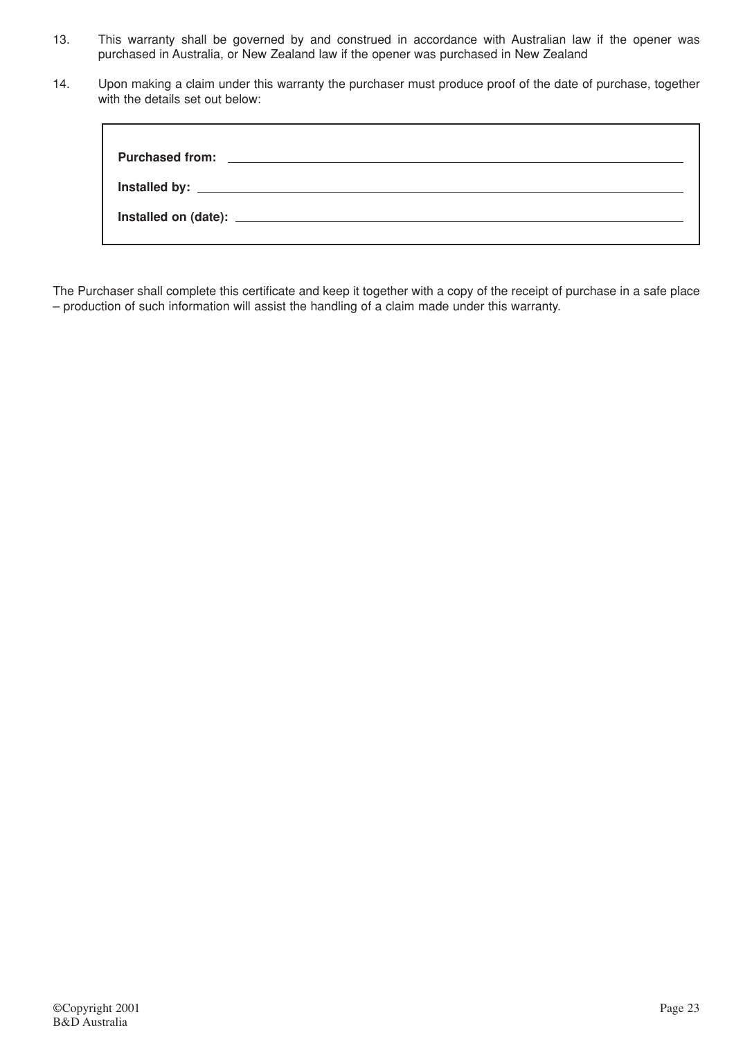13. This warranty shall be governed by and construed in accordance with Australian law if the opener was purchased in Australia, or New Zealand law if the opener was purchased in New Zealand

14. Upon making a claim under this warranty the purchaser must produce proof of the date of purchase, together with the details set out below:

**Purchased from:** ______________________________

**Installed by:** ______________________________

**Installed on (date):** ______________________________

The Purchaser shall complete this certificate and keep it together with a copy of the receipt of purchase in a safe place – production of such information will assist the handling of a claim made under this warranty.

©Copyright 2001
B&D Australia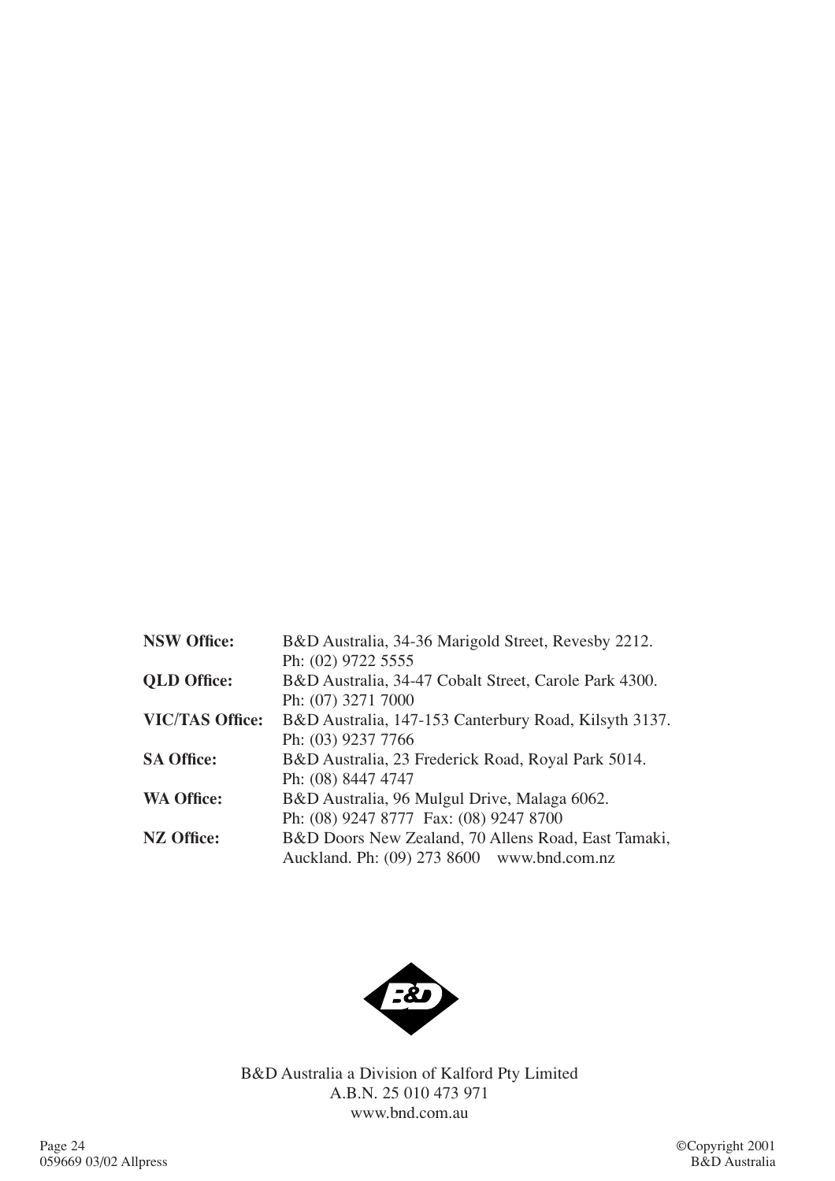| | |
|---|---|
| **NSW Office:** | B&D Australia, 34-36 Marigold Street, Revesby 2212. Ph: (02) 9722 5555 |
| **QLD Office:** | B&D Australia, 34-47 Cobalt Street, Carole Park 4300. Ph: (07) 3271 7000 |
| **VIC/TAS Office:** | B&D Australia, 147-153 Canterbury Road, Kilsyth 3137. Ph: (03) 9237 7766 |
| **SA Office:** | B&D Australia, 23 Frederick Road, Royal Park 5014. Ph: (08) 8447 4747 |
| **WA Office:** | B&D Australia, 96 Mulgul Drive, Malaga 6062. Ph: (08) 9247 8777 Fax: (08) 9247 8700 |
| **NZ Office:** | B&D Doors New Zealand, 70 Allens Road, East Tamaki, Auckland. Ph: (09) 273 8600 www.bnd.com.nz |

B&D Australia a Division of Kalford Pty Limited
A.B.N. 25 010 473 971
www.bnd.com.au

059669 03/02 Allpress

©Copyright 2001
B&D Australia